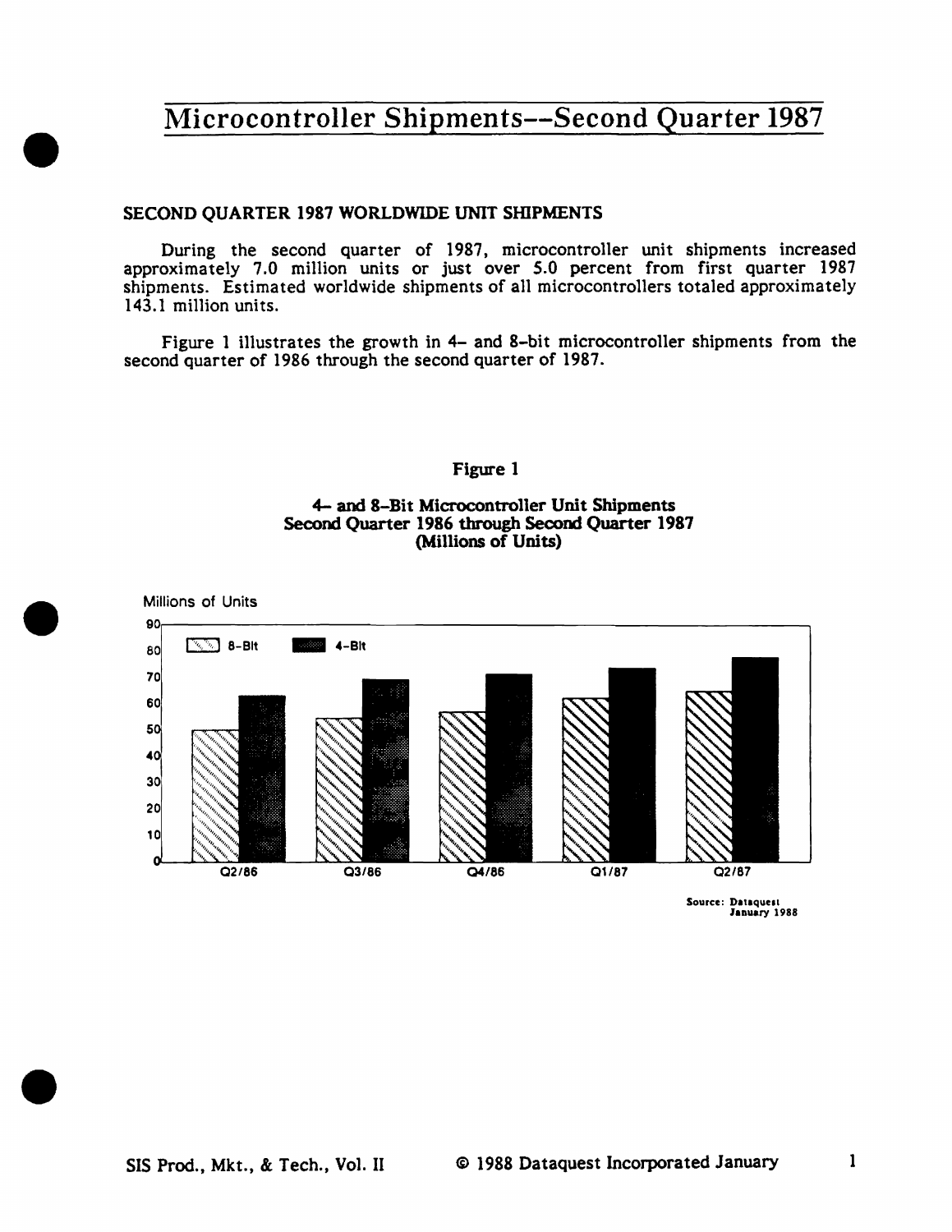# Microcontroller Shipments--Second Quarter 1987

## SECOND QUARTER 1987 WORLDWIDE UNIT SHIPMENTS

During the second quarter of 1987, microcontroller unit shipments increased approximately 7.0 million units or just over 5.0 percent from first quarter 1987 shipments. Estimated worldwide shipments of all microcontrollers totaled approximately 143.1 million units.

Figure 1 illustrates the growth in 4- and 8-bit microcontroller shipments from the second quarter of 1986 through the second quarter of 1987.

**Figure 1**

**4- and 8-Bit Microcontroller Unit Shipments Second Quarter 1986 through Second Quarter 1987 (Millions of Units)**

Source: Dataquest January 1988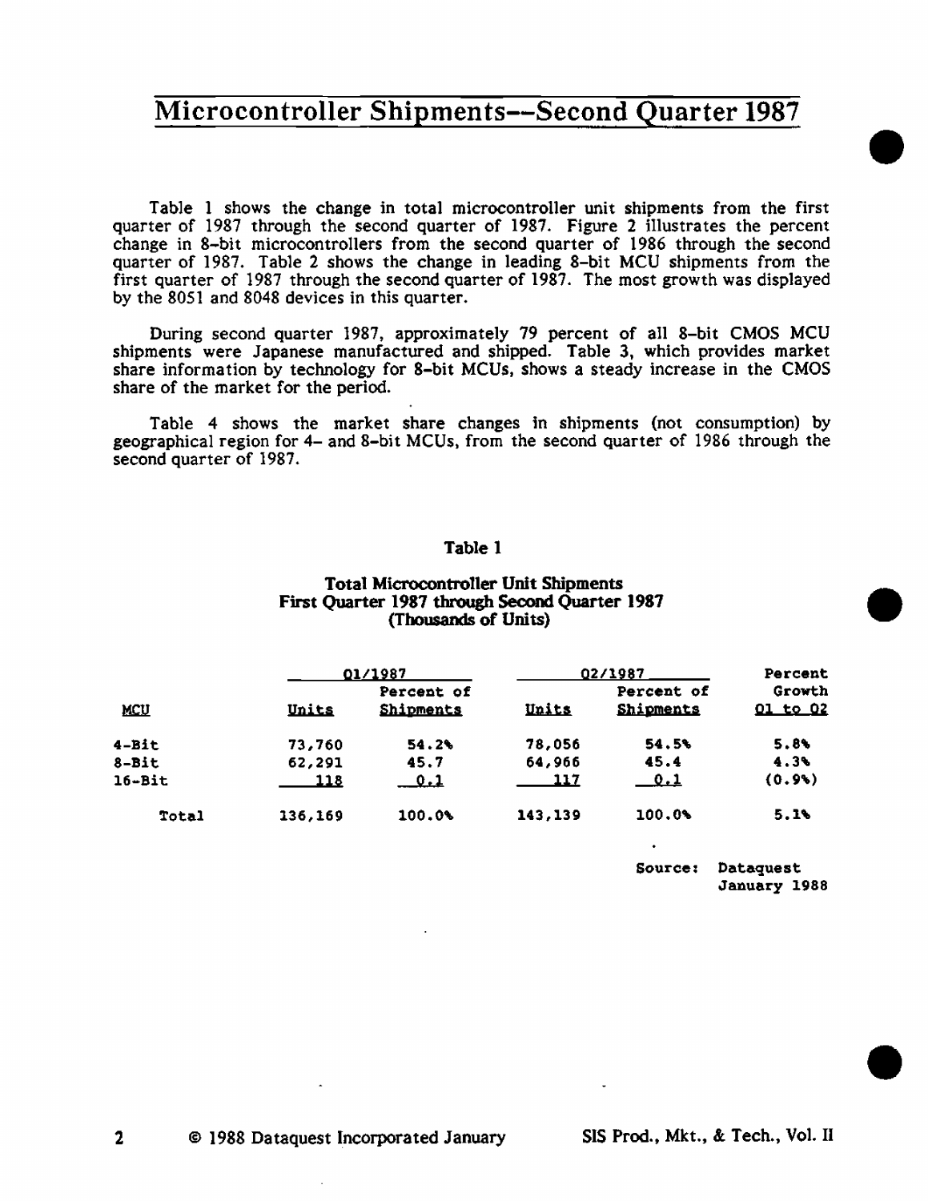# Microcontroller Shipments--Second Quarter 1987

Table 1 shows the change in total microcontroller unit shipments from the first quarter of 1987 through the second quarter of 1987. Figure 2 illustrates the percent change in 8-bit microcontrollers from the second quarter of 1986 through the second quarter of 1987. Table 2 shows the change in leading 8-bit MCU shipments from the first quarter of 1987 through the second quarter of 1987. The most growth was displayed by the 8051 and 8048 devices in this quarter.

During second quarter 1987, approximately 79 percent of all 8-bit CMOS MCU shipments were Japanese manufactured and shipped. Table 3, which provides market share information by technology for 8-bit MCUs, shows a steady increase in the CMOS share of the market for the period.

Table 4 shows the market share changes in shipments (not consumption) by geographical region for 4- and 8-bit MCUs, from the second quarter of 1986 through the second quarter of 1987.

**Table 1**

**Total Microcontroller Unit Shipments**
**First Quarter 1987 through Second Quarter 1987**
**(Thousands of Units)**

| | Q1/1987 | | Q2/1987 | | Percent Growth |
|---|---|---|---|---|---|
| MCU | Units | Percent of Shipments | Units | Percent of Shipments | Q1 to Q2 |
| 4-Bit | 73,760 | 54.2% | 78,056 | 54.5% | 5.8% |
| 8-Bit | 62,291 | 45.7 | 64,966 | 45.4 | 4.3% |
| 16-Bit | 118 | 0.1 | 117 | 0.1 | (0.9%) |
| Total | 136,169 | 100.0% | 143,139 | 100.0% | 5.1% |

Source: Dataquest
January 1988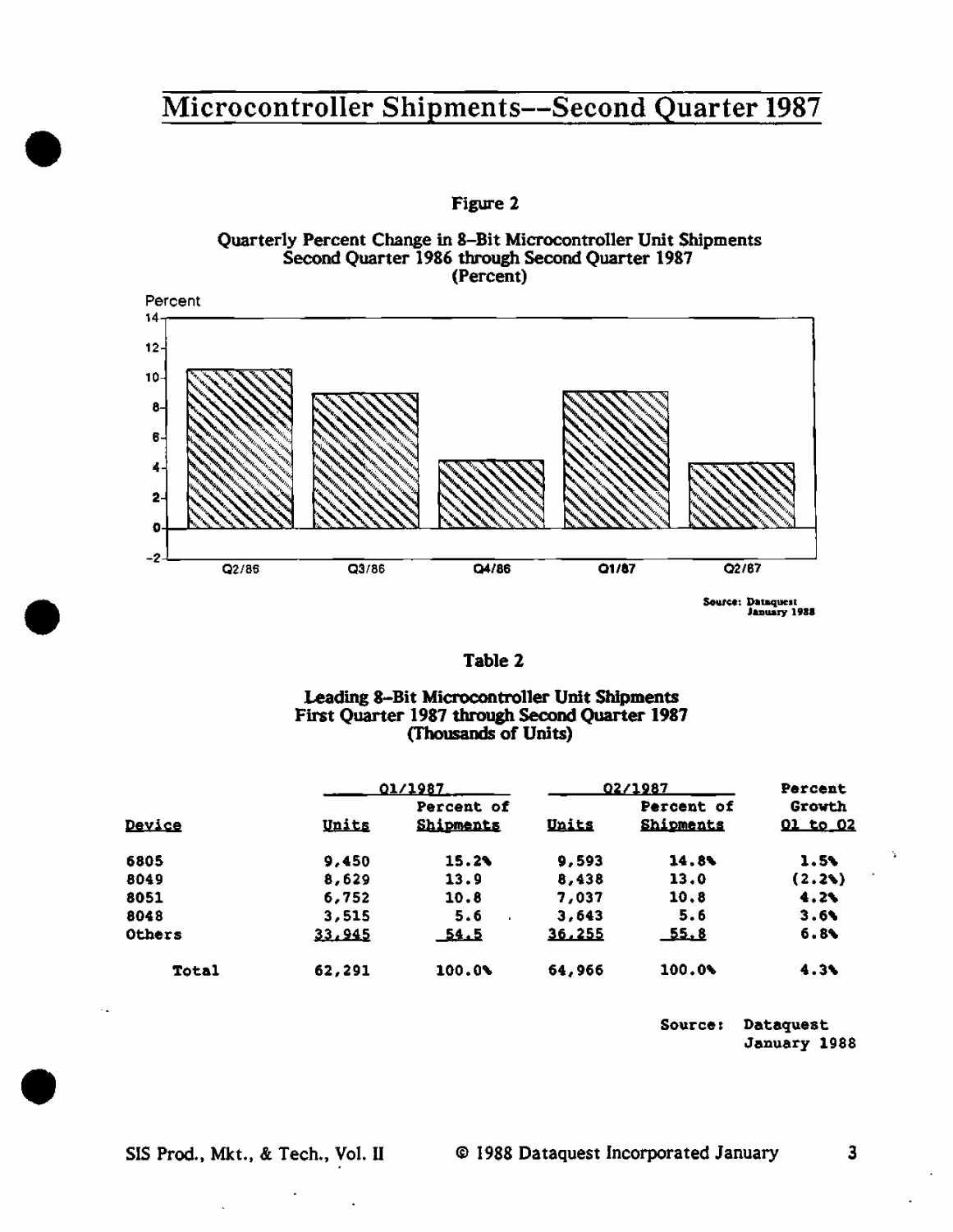# Microcontroller Shipments--Second Quarter 1987

Figure 2

Quarterly Percent Change in 8-Bit Microcontroller Unit Shipments
Second Quarter 1986 through Second Quarter 1987
(Percent)

Source: Dataquest
January 1988

Table 2

Leading 8-Bit Microcontroller Unit Shipments
First Quarter 1987 through Second Quarter 1987
(Thousands of Units)

| | Q1/1987 | | Q2/1987 | | Percent Growth |
|---|---|---|---|---|---|
| Device | Units | Percent of Shipments | Units | Percent of Shipments | Q1 to Q2 |
| 6805 | 9,450 | 15.2% | 9,593 | 14.8% | 1.5% |
| 8049 | 8,629 | 13.9 | 8,438 | 13.0 | (2.2%) |
| 8051 | 6,752 | 10.8 | 7,037 | 10.8 | 4.2% |
| 8048 | 3,515 | 5.6 | 3,643 | 5.6 | 3.6% |
| Others | 33,945 | 54.5 | 36,255 | 55.8 | 6.8% |
| Total | 62,291 | 100.0% | 64,966 | 100.0% | 4.3% |

Source: Dataquest
January 1988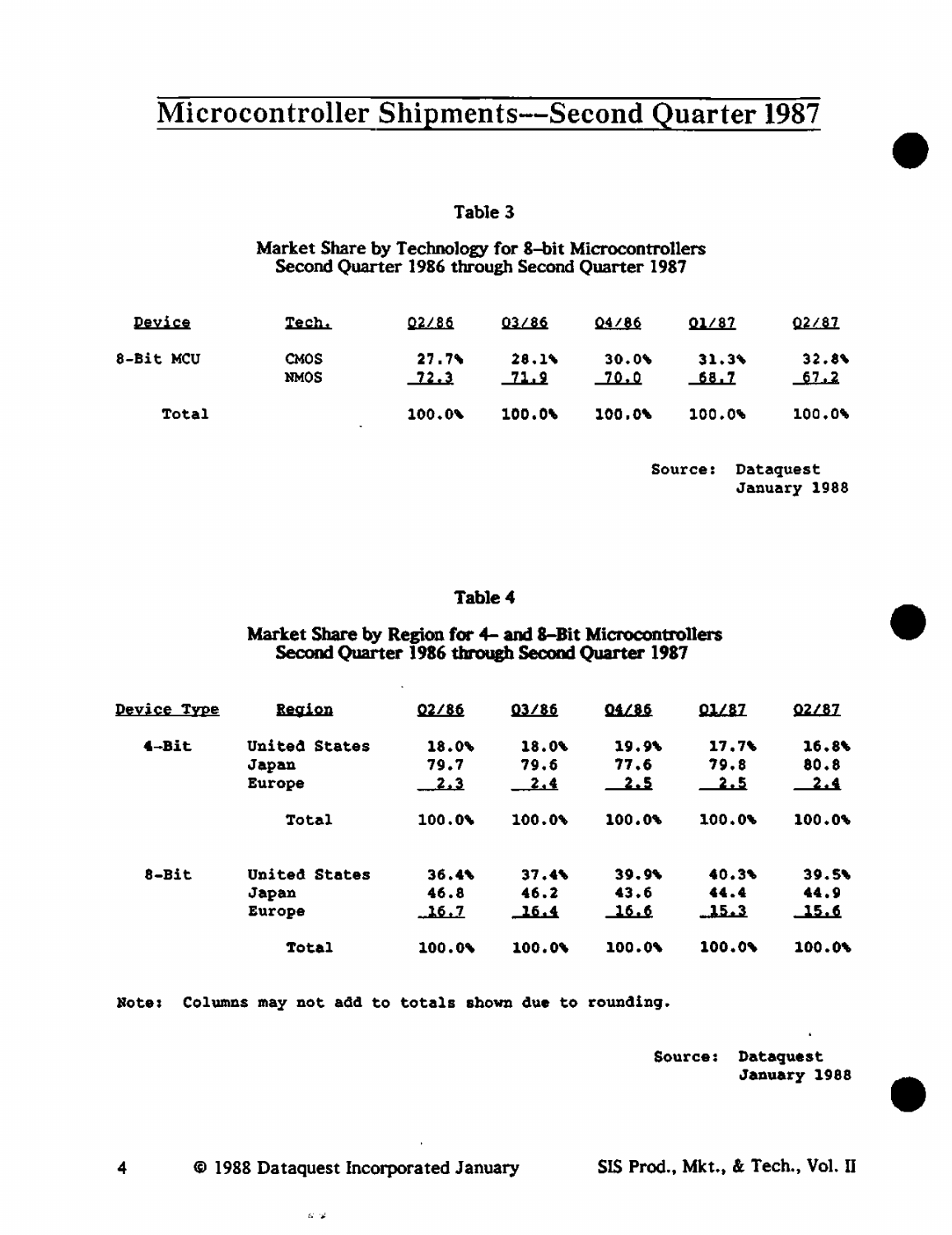# Microcontroller Shipments—Second Quarter 1987

Table 3

Market Share by Technology for 8-bit Microcontrollers
Second Quarter 1986 through Second Quarter 1987

| Device | Tech. | Q2/86 | Q3/86 | Q4/86 | Q1/87 | Q2/87 |
|---|---|---|---|---|---|---|
| 8-Bit MCU | CMOS | 27.7% | 28.1% | 30.0% | 31.3% | 32.8% |
| | NMOS | 72.3 | 71.9 | 70.0 | 68.7 | 67.2 |
| Total | | 100.0% | 100.0% | 100.0% | 100.0% | 100.0% |

Source: Dataquest
January 1988

Table 4

Market Share by Region for 4- and 8-Bit Microcontrollers
Second Quarter 1986 through Second Quarter 1987

| Device Type | Region | Q2/86 | Q3/86 | Q4/86 | Q1/87 | Q2/87 |
|---|---|---|---|---|---|---|
| 4-Bit | United States | 18.0% | 18.0% | 19.9% | 17.7% | 16.8% |
| | Japan | 79.7 | 79.6 | 77.6 | 79.8 | 80.8 |
| | Europe | 2.3 | 2.4 | 2.5 | 2.5 | 2.4 |
| | Total | 100.0% | 100.0% | 100.0% | 100.0% | 100.0% |
| 8-Bit | United States | 36.4% | 37.4% | 39.9% | 40.3% | 39.5% |
| | Japan | 46.8 | 46.2 | 43.6 | 44.4 | 44.9 |
| | Europe | 16.7 | 16.4 | 16.6 | 15.3 | 15.6 |
| | Total | 100.0% | 100.0% | 100.0% | 100.0% | 100.0% |

Note: Columns may not add to totals shown due to rounding.

Source: Dataquest
January 1988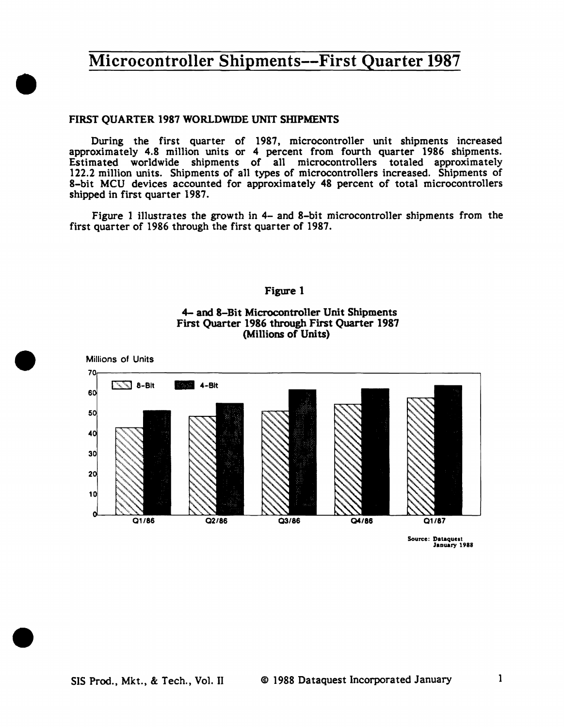# Microcontroller Shipments--First Quarter 1987

## FIRST QUARTER 1987 WORLDWIDE UNIT SHIPMENTS

During the first quarter of 1987, microcontroller unit shipments increased approximately 4.8 million units or 4 percent from fourth quarter 1986 shipments. Estimated worldwide shipments of all microcontrollers totaled approximately 122.2 million units. Shipments of all types of microcontrollers increased. Shipments of 8-bit MCU devices accounted for approximately 48 percent of total microcontrollers shipped in first quarter 1987.

Figure 1 illustrates the growth in 4- and 8-bit microcontroller shipments from the first quarter of 1986 through the first quarter of 1987.

**Figure 1**

**4- and 8-Bit Microcontroller Unit Shipments**
**First Quarter 1986 through First Quarter 1987**
**(Millions of Units)**

Source: Dataquest January 1988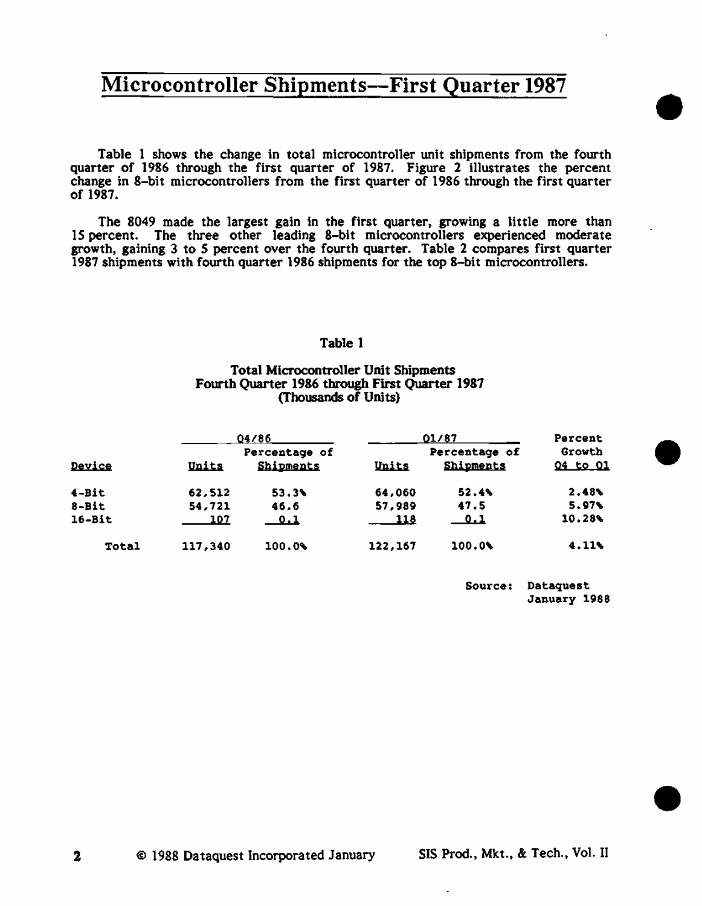# Microcontroller Shipments--First Quarter 1987

Table 1 shows the change in total microcontroller unit shipments from the fourth quarter of 1986 through the first quarter of 1987. Figure 2 illustrates the percent change in 8-bit microcontrollers from the first quarter of 1986 through the first quarter of 1987.

The 8049 made the largest gain in the first quarter, growing a little more than 15 percent. The three other leading 8-bit microcontrollers experienced moderate growth, gaining 3 to 5 percent over the fourth quarter. Table 2 compares first quarter 1987 shipments with fourth quarter 1986 shipments for the top 8-bit microcontrollers.

**Table 1**

**Total Microcontroller Unit Shipments**
**Fourth Quarter 1986 through First Quarter 1987**
**(Thousands of Units)**

| | Q4/86 | | Q1/87 | | Percent Growth |
|---|---|---|---|---|---|
| Device | Units | Percentage of Shipments | Units | Percentage of Shipments | Q4 to Q1 |
| 4-Bit | 62,512 | 53.3% | 64,060 | 52.4% | 2.48% |
| 8-Bit | 54,721 | 46.6 | 57,989 | 47.5 | 5.97% |
| 16-Bit | 107 | 0.1 | 118 | 0.1 | 10.28% |
| Total | 117,340 | 100.0% | 122,167 | 100.0% | 4.11% |

Source: Dataquest
January 1988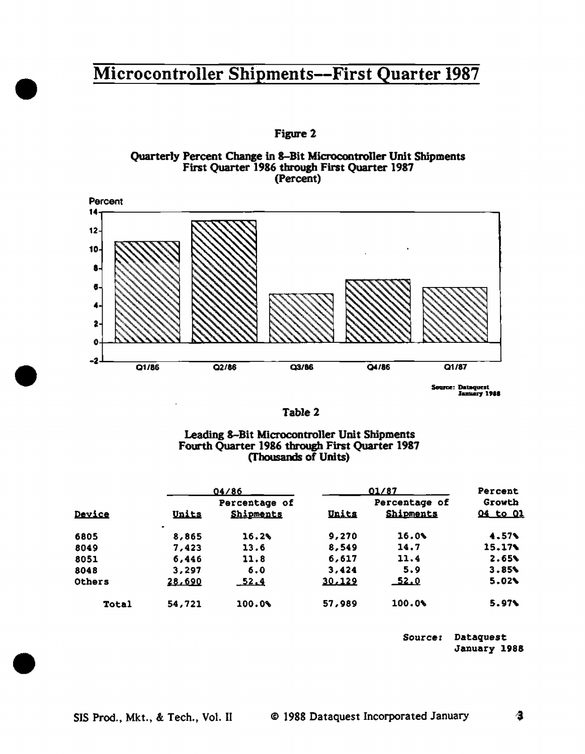# Microcontroller Shipments—First Quarter 1987

**Figure 2**

**Quarterly Percent Change in 8-Bit Microcontroller Unit Shipments First Quarter 1986 through First Quarter 1987 (Percent)**

Source: Dataquest January 1988

**Table 2**

**Leading 8-Bit Microcontroller Unit Shipments Fourth Quarter 1986 through First Quarter 1987 (Thousands of Units)**

| | Q4/86 | | Q1/87 | | Percent |
|---|---|---|---|---|---|
| Device | Units | Percentage of Shipments | Units | Percentage of Shipments | Growth Q4 to Q1 |
| 6805 | 8,865 | 16.2% | 9,270 | 16.0% | 4.57% |
| 8049 | 7,423 | 13.6 | 8,549 | 14.7 | 15.17% |
| 8051 | 6,446 | 11.8 | 6,617 | 11.4 | 2.65% |
| 8048 | 3,297 | 6.0 | 3,424 | 5.9 | 3.85% |
| Others | 28,690 | 52.4 | 30,129 | 52.0 | 5.02% |
| Total | 54,721 | 100.0% | 57,989 | 100.0% | 5.97% |

Source: Dataquest January 1988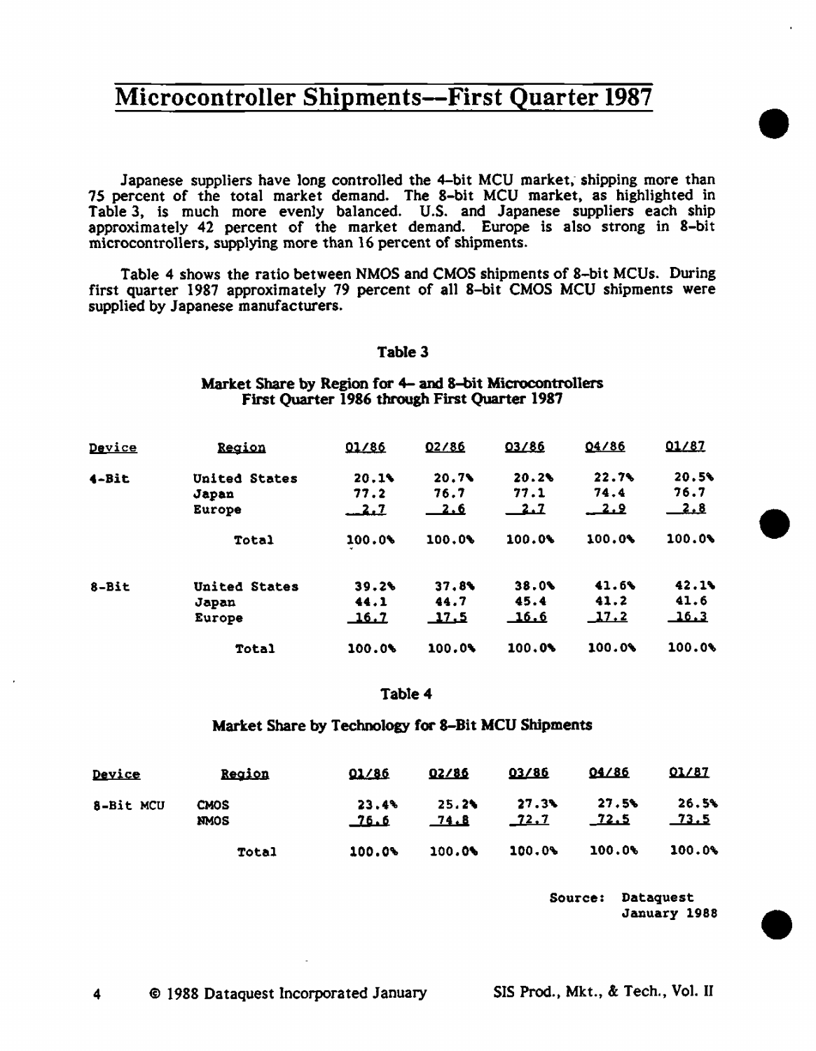# Microcontroller Shipments—First Quarter 1987

Japanese suppliers have long controlled the 4-bit MCU market, shipping more than 75 percent of the total market demand. The 8-bit MCU market, as highlighted in Table 3, is much more evenly balanced. U.S. and Japanese suppliers each ship approximately 42 percent of the market demand. Europe is also strong in 8-bit microcontrollers, supplying more than 16 percent of shipments.

Table 4 shows the ratio between NMOS and CMOS shipments of 8-bit MCUs. During first quarter 1987 approximately 79 percent of all 8-bit CMOS MCU shipments were supplied by Japanese manufacturers.

**Table 3**

**Market Share by Region for 4- and 8-bit Microcontrollers First Quarter 1986 through First Quarter 1987**

| Device | Region | Q1/86 | Q2/86 | Q3/86 | Q4/86 | Q1/87 |
|---|---|---|---|---|---|---|
| 4-Bit | United States | 20.1% | 20.7% | 20.2% | 22.7% | 20.5% |
| | Japan | 77.2 | 76.7 | 77.1 | 74.4 | 76.7 |
| | Europe | 2.7 | 2.6 | 2.7 | 2.9 | 2.8 |
| | Total | 100.0% | 100.0% | 100.0% | 100.0% | 100.0% |
| 8-Bit | United States | 39.2% | 37.8% | 38.0% | 41.6% | 42.1% |
| | Japan | 44.1 | 44.7 | 45.4 | 41.2 | 41.6 |
| | Europe | 16.7 | 17.5 | 16.6 | 17.2 | 16.3 |
| | Total | 100.0% | 100.0% | 100.0% | 100.0% | 100.0% |

**Table 4**

**Market Share by Technology for 8-Bit MCU Shipments**

| Device | Region | Q1/86 | Q2/86 | Q3/86 | Q4/86 | Q1/87 |
|---|---|---|---|---|---|---|
| 8-Bit MCU | CMOS | 23.4% | 25.2% | 27.3% | 27.5% | 26.5% |
| | NMOS | 76.6 | 74.8 | 72.7 | 72.5 | 73.5 |
| | Total | 100.0% | 100.0% | 100.0% | 100.0% | 100.0% |

Source: Dataquest
January 1988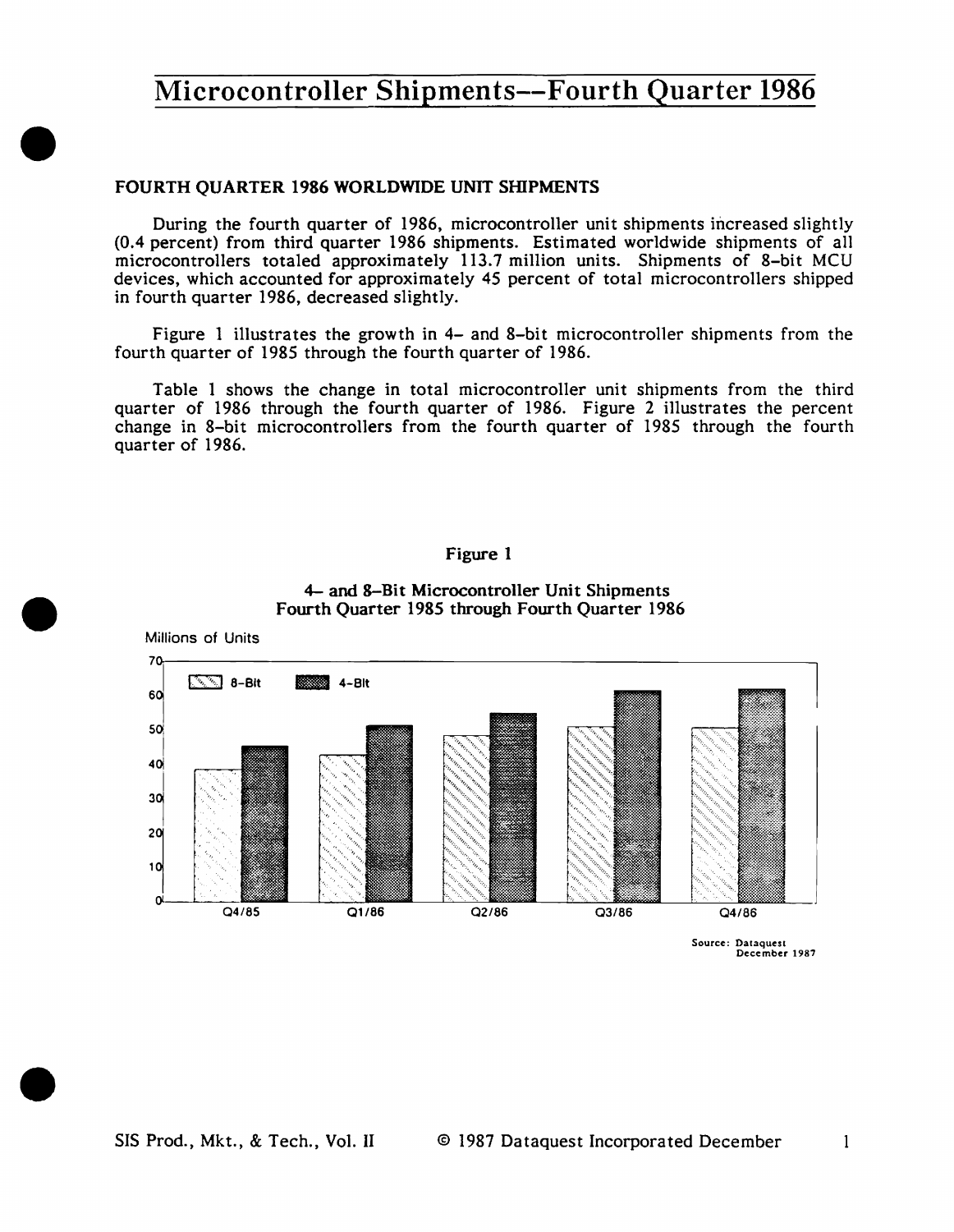# Microcontroller Shipments--Fourth Quarter 1986

## FOURTH QUARTER 1986 WORLDWIDE UNIT SHIPMENTS

During the fourth quarter of 1986, microcontroller unit shipments increased slightly (0.4 percent) from third quarter 1986 shipments. Estimated worldwide shipments of all microcontrollers totaled approximately 113.7 million units. Shipments of 8-bit MCU devices, which accounted for approximately 45 percent of total microcontrollers shipped in fourth quarter 1986, decreased slightly.

Figure 1 illustrates the growth in 4- and 8-bit microcontroller shipments from the fourth quarter of 1985 through the fourth quarter of 1986.

Table 1 shows the change in total microcontroller unit shipments from the third quarter of 1986 through the fourth quarter of 1986. Figure 2 illustrates the percent change in 8-bit microcontrollers from the fourth quarter of 1985 through the fourth quarter of 1986.

Figure 1

4- and 8-Bit Microcontroller Unit Shipments
Fourth Quarter 1985 through Fourth Quarter 1986

Source: Dataquest
December 1987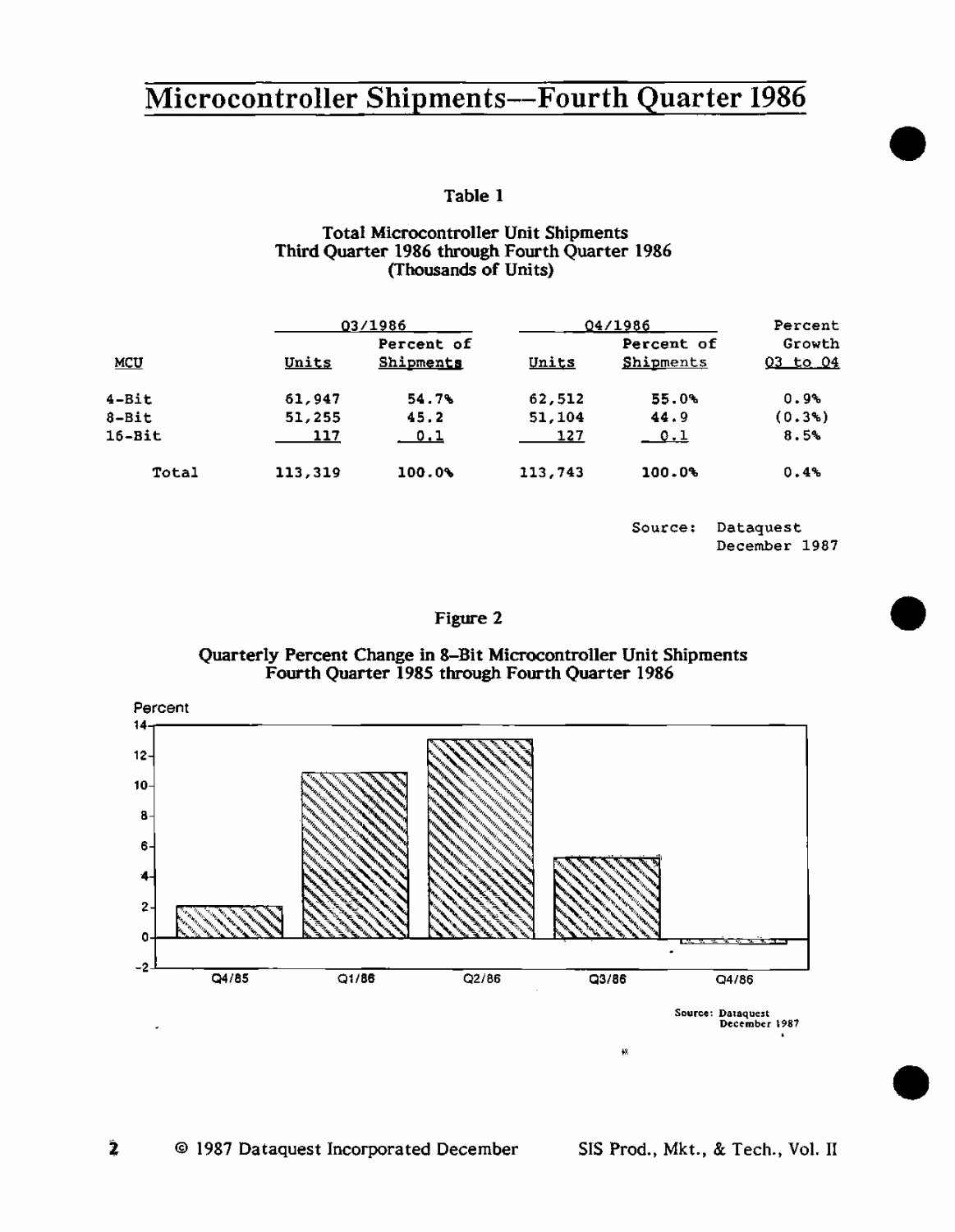# Microcontroller Shipments—Fourth Quarter 1986

Table 1

Total Microcontroller Unit Shipments
Third Quarter 1986 through Fourth Quarter 1986
(Thousands of Units)

| MCU | Q3/1986 Units | Q3/1986 Percent of Shipments | Q4/1986 Units | Q4/1986 Percent of Shipments | Percent Growth Q3 to Q4 |
|---|---|---|---|---|---|
| 4-Bit | 61,947 | 54.7% | 62,512 | 55.0% | 0.9% |
| 8-Bit | 51,255 | 45.2 | 51,104 | 44.9 | (0.3%) |
| 16-Bit | 117 | 0.1 | 127 | 0.1 | 8.5% |
| Total | 113,319 | 100.0% | 113,743 | 100.0% | 0.4% |

Source: Dataquest
December 1987

Figure 2

Quarterly Percent Change in 8-Bit Microcontroller Unit Shipments
Fourth Quarter 1985 through Fourth Quarter 1986

Source: Dataquest
December 1987

© 1987 Dataquest Incorporated December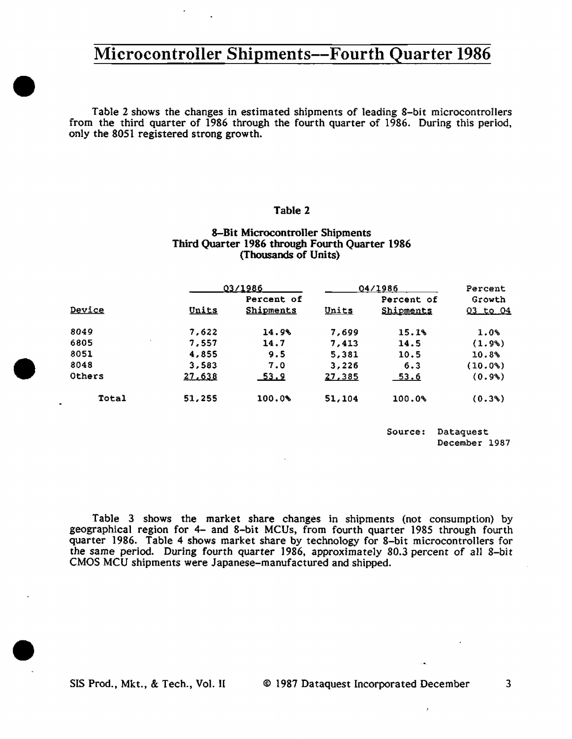# Microcontroller Shipments--Fourth Quarter 1986

Table 2 shows the changes in estimated shipments of leading 8-bit microcontrollers from the third quarter of 1986 through the fourth quarter of 1986. During this period, only the 8051 registered strong growth.

**Table 2**

**8-Bit Microcontroller Shipments**
**Third Quarter 1986 through Fourth Quarter 1986**
**(Thousands of Units)**

| | Q3/1986 | | Q4/1986 | | Percent Growth |
|---|---|---|---|---|---|
| Device | Units | Percent of Shipments | Units | Percent of Shipments | Q3 to Q4 |
| 8049 | 7,622 | 14.9% | 7,699 | 15.1% | 1.0% |
| 6805 | 7,557 | 14.7 | 7,413 | 14.5 | (1.9%) |
| 8051 | 4,855 | 9.5 | 5,381 | 10.5 | 10.8% |
| 8048 | 3,583 | 7.0 | 3,226 | 6.3 | (10.0%) |
| Others | 27,638 | 53.9 | 27,385 | 53.6 | (0.9%) |
| Total | 51,255 | 100.0% | 51,104 | 100.0% | (0.3%) |

Source: Dataquest
December 1987

Table 3 shows the market share changes in shipments (not consumption) by geographical region for 4- and 8-bit MCUs, from fourth quarter 1985 through fourth quarter 1986. Table 4 shows market share by technology for 8-bit microcontrollers for the same period. During fourth quarter 1986, approximately 80.3 percent of all 8-bit CMOS MCU shipments were Japanese-manufactured and shipped.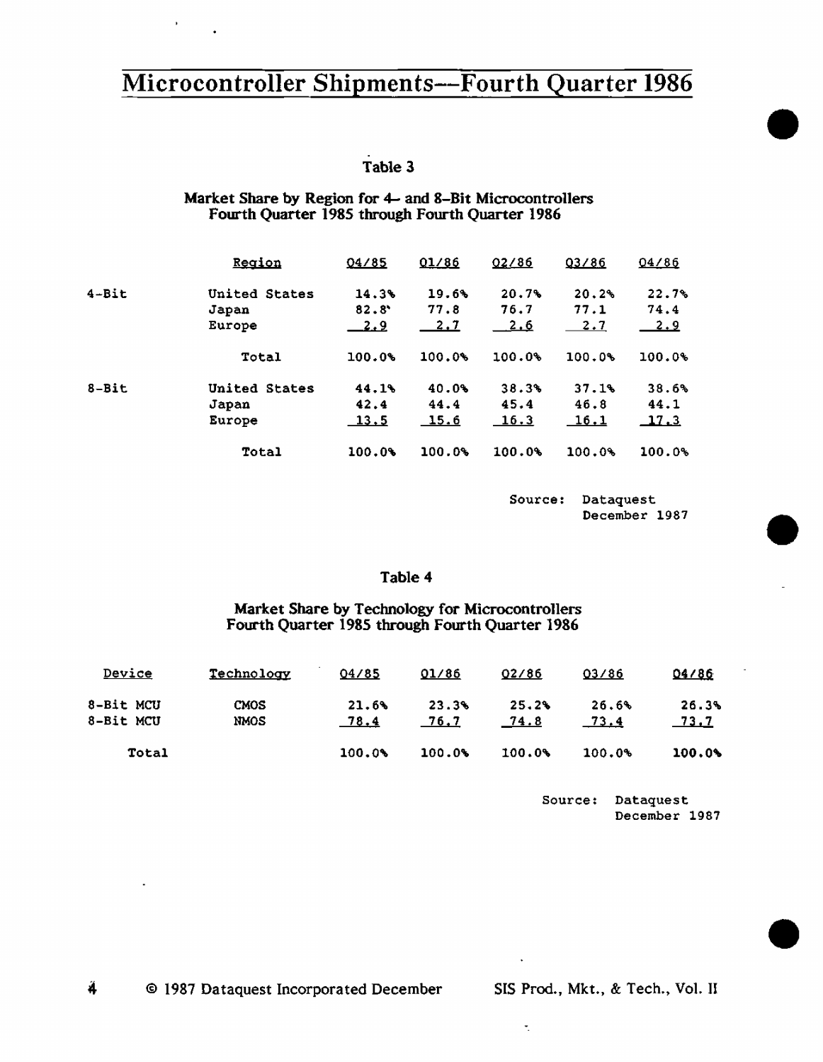# Microcontroller Shipments—Fourth Quarter 1986

Table 3

Market Share by Region for 4– and 8–Bit Microcontrollers
Fourth Quarter 1985 through Fourth Quarter 1986

| | Region | Q4/85 | Q1/86 | Q2/86 | Q3/86 | Q4/86 |
|---|---|---|---|---|---|---|
| 4-Bit | United States | 14.3% | 19.6% | 20.7% | 20.2% | 22.7% |
| | Japan | 82.8 | 77.8 | 76.7 | 77.1 | 74.4 |
| | Europe | 2.9 | 2.7 | 2.6 | 2.7 | 2.9 |
| | Total | 100.0% | 100.0% | 100.0% | 100.0% | 100.0% |
| 8-Bit | United States | 44.1% | 40.0% | 38.3% | 37.1% | 38.6% |
| | Japan | 42.4 | 44.4 | 45.4 | 46.8 | 44.1 |
| | Europe | 13.5 | 15.6 | 16.3 | 16.1 | 17.3 |
| | Total | 100.0% | 100.0% | 100.0% | 100.0% | 100.0% |

Source: Dataquest
December 1987

Table 4

Market Share by Technology for Microcontrollers
Fourth Quarter 1985 through Fourth Quarter 1986

| Device | Technology | Q4/85 | Q1/86 | Q2/86 | Q3/86 | Q4/86 |
|---|---|---|---|---|---|---|
| 8-Bit MCU | CMOS | 21.6% | 23.3% | 25.2% | 26.6% | 26.3% |
| 8-Bit MCU | NMOS | 78.4 | 76.7 | 74.8 | 73.4 | 73.7 |
| Total | | 100.0% | 100.0% | 100.0% | 100.0% | 100.0% |

Source: Dataquest
December 1987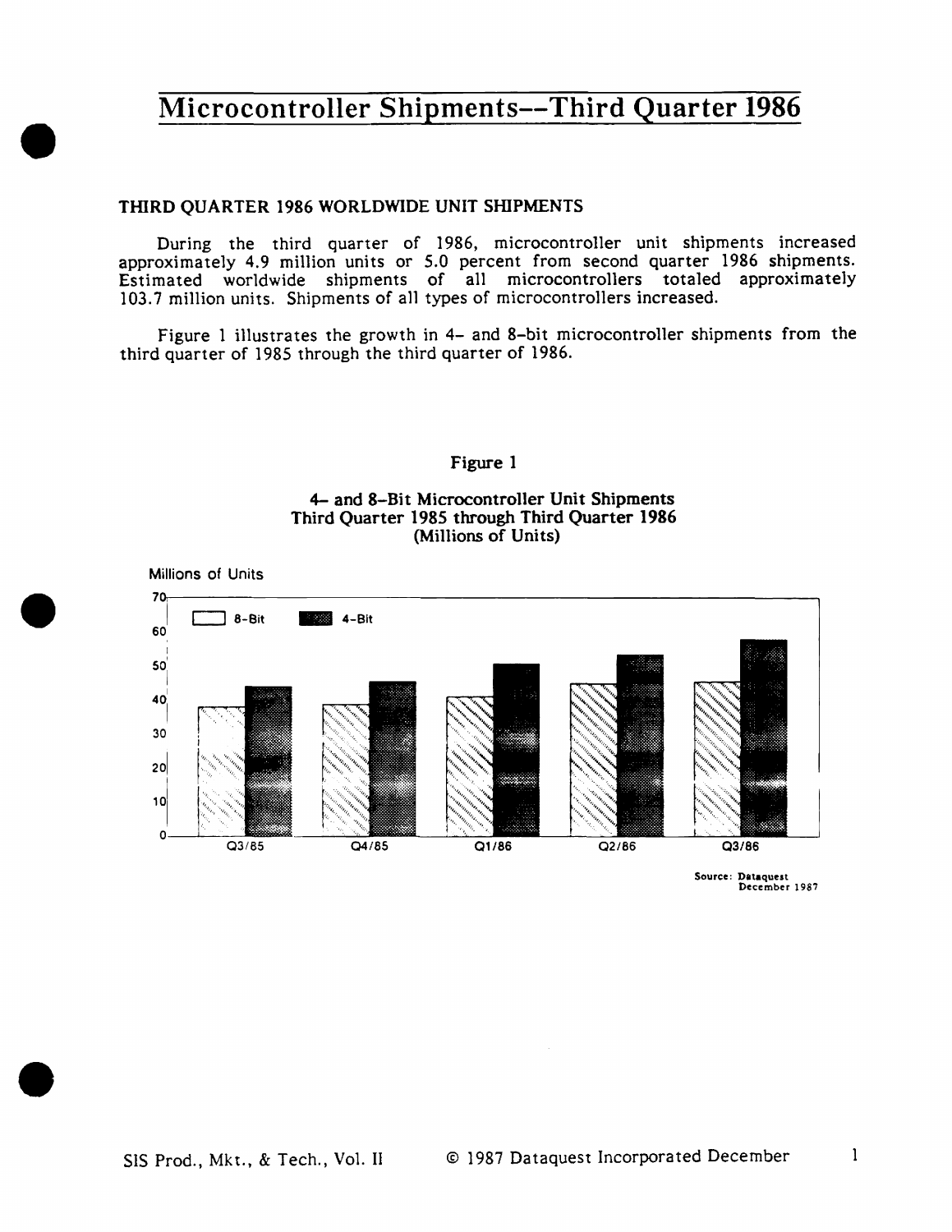# Microcontroller Shipments--Third Quarter 1986

## THIRD QUARTER 1986 WORLDWIDE UNIT SHIPMENTS

During the third quarter of 1986, microcontroller unit shipments increased approximately 4.9 million units or 5.0 percent from second quarter 1986 shipments. Estimated worldwide shipments of all microcontrollers totaled approximately 103.7 million units. Shipments of all types of microcontrollers increased.

Figure 1 illustrates the growth in 4- and 8-bit microcontroller shipments from the third quarter of 1985 through the third quarter of 1986.

Figure 1

4- and 8-Bit Microcontroller Unit Shipments
Third Quarter 1985 through Third Quarter 1986
(Millions of Units)

Source: Dataquest
December 1987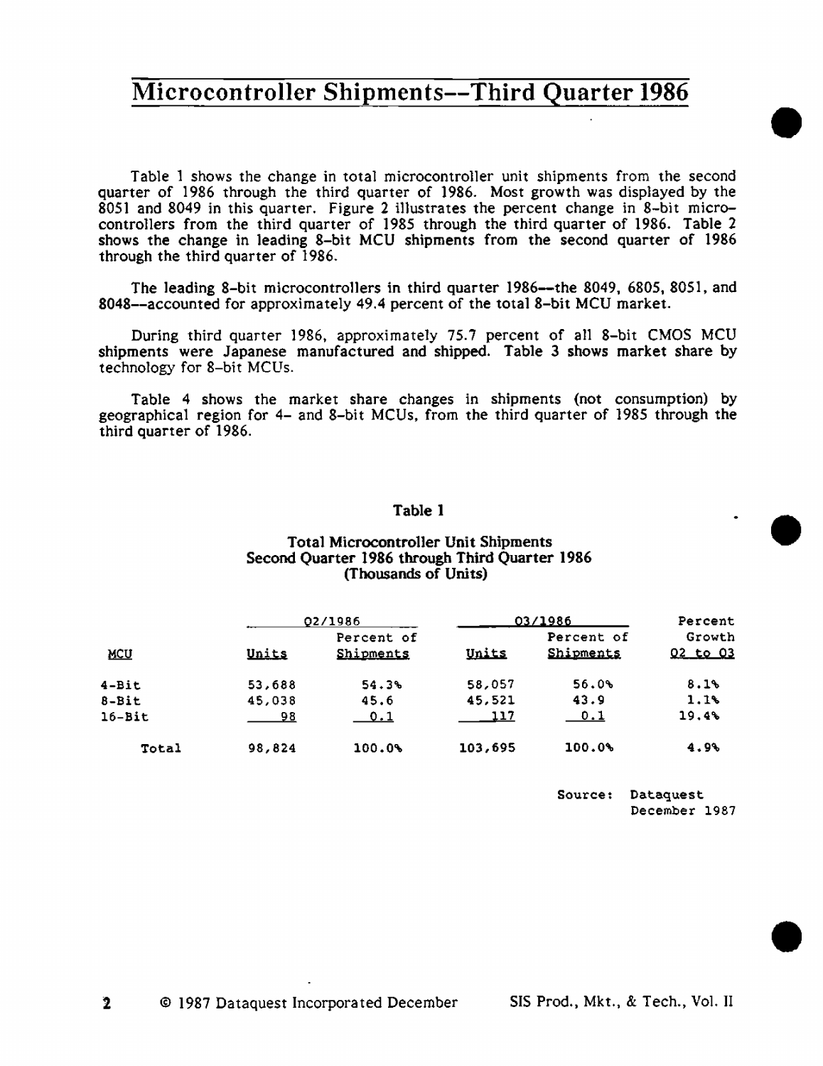# Microcontroller Shipments--Third Quarter 1986

Table 1 shows the change in total microcontroller unit shipments from the second quarter of 1986 through the third quarter of 1986. Most growth was displayed by the 8051 and 8049 in this quarter. Figure 2 illustrates the percent change in 8-bit microcontrollers from the third quarter of 1985 through the third quarter of 1986. Table 2 shows the change in leading 8-bit MCU shipments from the second quarter of 1986 through the third quarter of 1986.

The leading 8-bit microcontrollers in third quarter 1986--the 8049, 6805, 8051, and 8048--accounted for approximately 49.4 percent of the total 8-bit MCU market.

During third quarter 1986, approximately 75.7 percent of all 8-bit CMOS MCU shipments were Japanese manufactured and shipped. Table 3 shows market share by technology for 8-bit MCUs.

Table 4 shows the market share changes in shipments (not consumption) by geographical region for 4- and 8-bit MCUs, from the third quarter of 1985 through the third quarter of 1986.

**Table 1**

**Total Microcontroller Unit Shipments**
**Second Quarter 1986 through Third Quarter 1986**
**(Thousands of Units)**

| | Q2/1986 | | Q3/1986 | | Percent |
|---|---|---|---|---|---|
| MCU | Units | Percent of Shipments | Units | Percent of Shipments | Growth Q2 to Q3 |
| 4-Bit | 53,688 | 54.3% | 58,057 | 56.0% | 8.1% |
| 8-Bit | 45,038 | 45.6 | 45,521 | 43.9 | 1.1% |
| 16-Bit | 98 | 0.1 | 117 | 0.1 | 19.4% |
| Total | 98,824 | 100.0% | 103,695 | 100.0% | 4.9% |

Source: Dataquest
December 1987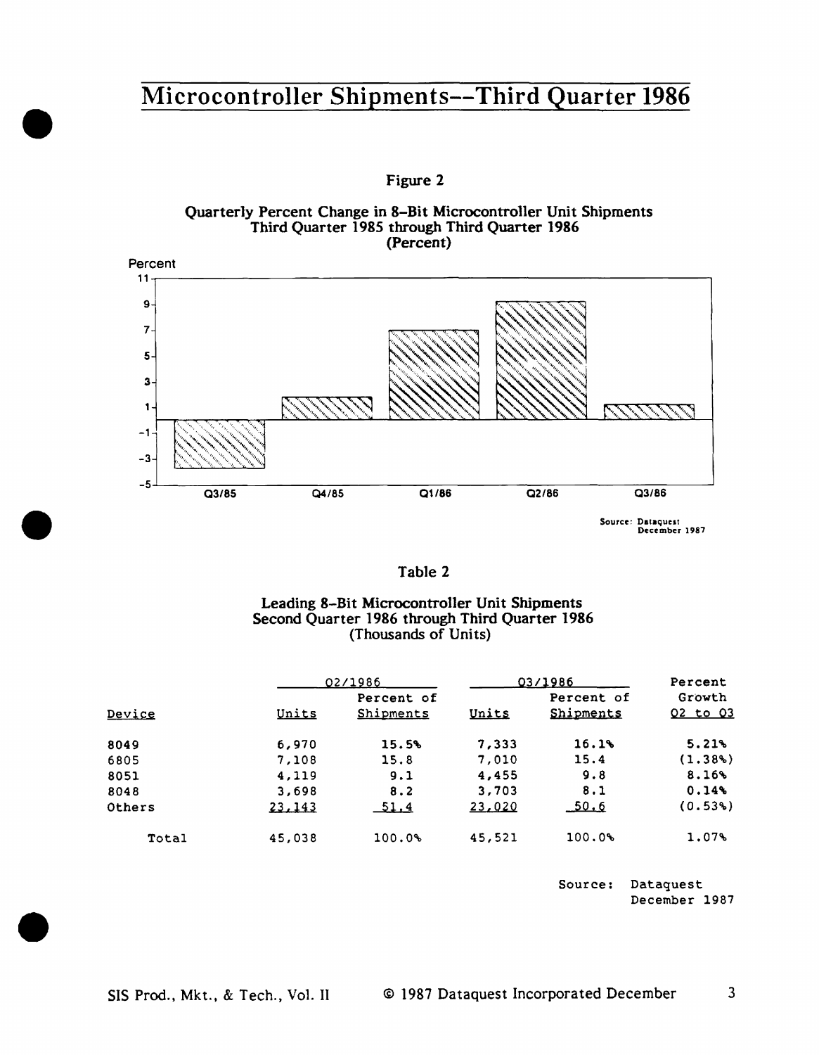# Microcontroller Shipments--Third Quarter 1986

Figure 2

Quarterly Percent Change in 8-Bit Microcontroller Unit Shipments
Third Quarter 1985 through Third Quarter 1986
(Percent)

Source: Dataquest
December 1987

Table 2

Leading 8-Bit Microcontroller Unit Shipments
Second Quarter 1986 through Third Quarter 1986
(Thousands of Units)

| | Q2/1986 | | Q3/1986 | | Percent |
|---|---|---|---|---|---|
| Device | Units | Percent of Shipments | Units | Percent of Shipments | Growth Q2 to Q3 |
| 8049 | 6,970 | 15.5% | 7,333 | 16.1% | 5.21% |
| 6805 | 7,108 | 15.8 | 7,010 | 15.4 | (1.38%) |
| 8051 | 4,119 | 9.1 | 4,455 | 9.8 | 8.16% |
| 8048 | 3,698 | 8.2 | 3,703 | 8.1 | 0.14% |
| Others | 23,143 | 51.4 | 23,020 | 50.6 | (0.53%) |
| Total | 45,038 | 100.0% | 45,521 | 100.0% | 1.07% |

Source: Dataquest
December 1987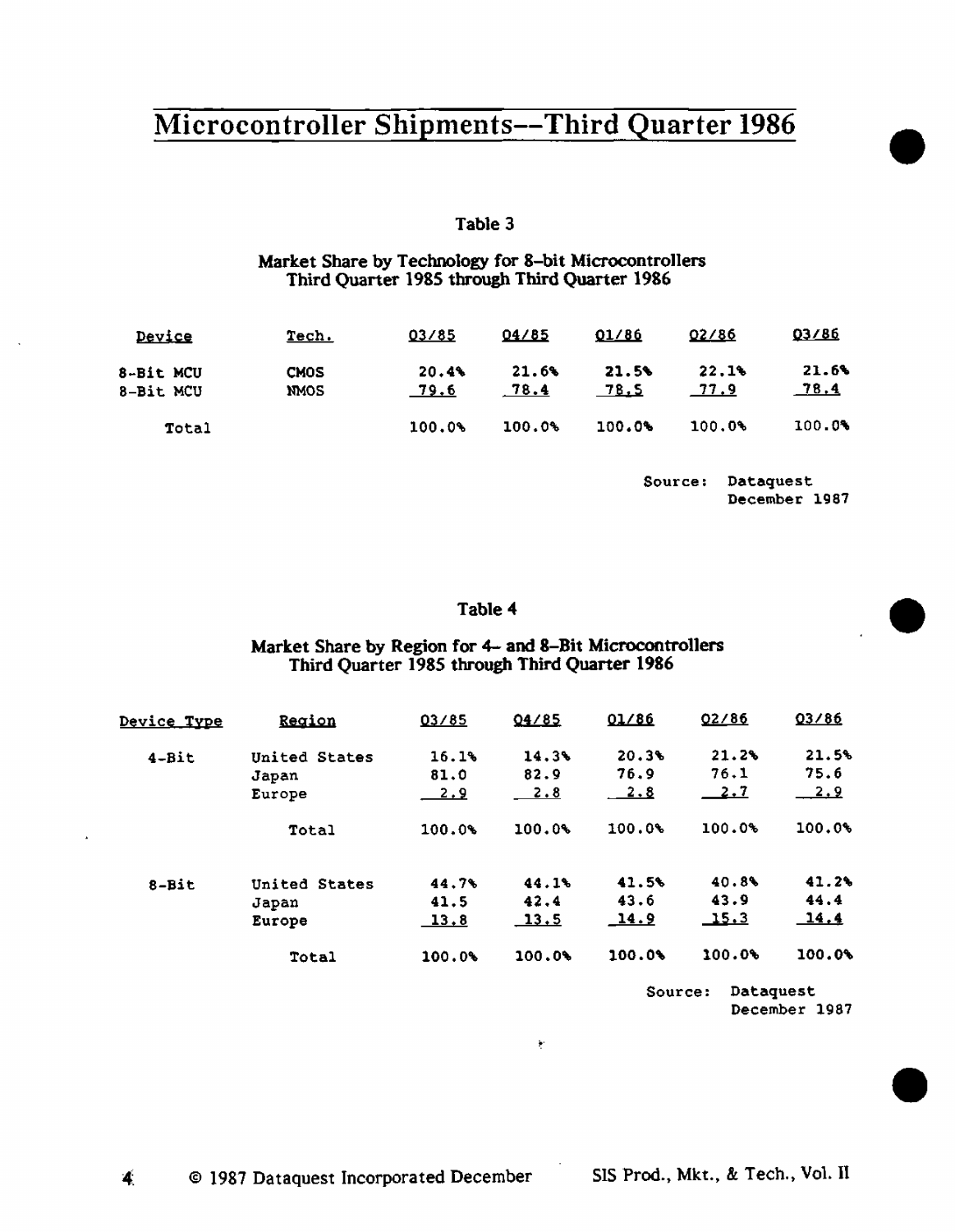# Microcontroller Shipments--Third Quarter 1986

Table 3

Market Share by Technology for 8-bit Microcontrollers
Third Quarter 1985 through Third Quarter 1986

| Device | Tech. | Q3/85 | Q4/85 | Q1/86 | Q2/86 | Q3/86 |
|---|---|---|---|---|---|---|
| 8-Bit MCU | CMOS | 20.4% | 21.6% | 21.5% | 22.1% | 21.6% |
| 8-Bit MCU | NMOS | 79.6 | 78.4 | 78.5 | 77.9 | 78.4 |
| Total | | 100.0% | 100.0% | 100.0% | 100.0% | 100.0% |

Source: Dataquest
December 1987

Table 4

Market Share by Region for 4- and 8-Bit Microcontrollers
Third Quarter 1985 through Third Quarter 1986

| Device Type | Region | Q3/85 | Q4/85 | Q1/86 | Q2/86 | Q3/86 |
|---|---|---|---|---|---|---|
| 4-Bit | United States | 16.1% | 14.3% | 20.3% | 21.2% | 21.5% |
| | Japan | 81.0 | 82.9 | 76.9 | 76.1 | 75.6 |
| | Europe | 2.9 | 2.8 | 2.8 | 2.7 | 2.9 |
| | Total | 100.0% | 100.0% | 100.0% | 100.0% | 100.0% |
| 8-Bit | United States | 44.7% | 44.1% | 41.5% | 40.8% | 41.2% |
| | Japan | 41.5 | 42.4 | 43.6 | 43.9 | 44.4 |
| | Europe | 13.8 | 13.5 | 14.9 | 15.3 | 14.4 |
| | Total | 100.0% | 100.0% | 100.0% | 100.0% | 100.0% |

Source: Dataquest
December 1987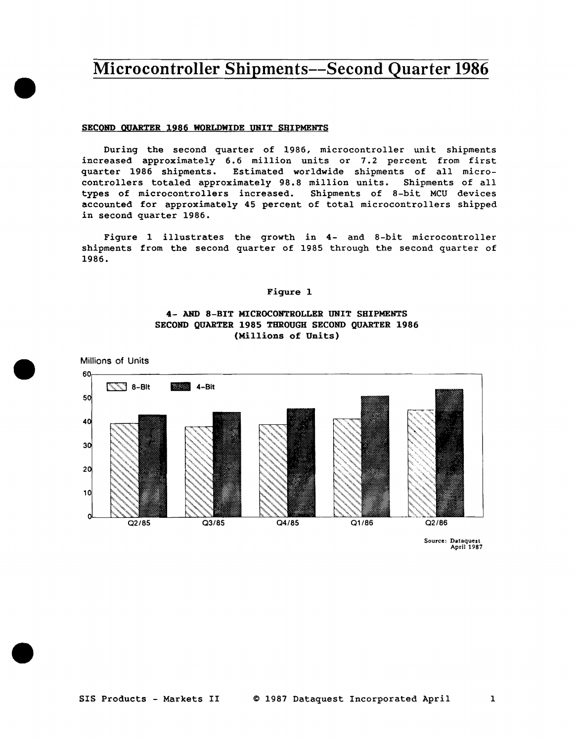# Microcontroller Shipments--Second Quarter 1986

## SECOND QUARTER 1986 WORLDWIDE UNIT SHIPMENTS

During the second quarter of 1986, microcontroller unit shipments increased approximately 6.6 million units or 7.2 percent from first quarter 1986 shipments. Estimated worldwide shipments of all microcontrollers totaled approximately 98.8 million units. Shipments of all types of microcontrollers increased. Shipments of 8-bit MCU devices accounted for approximately 45 percent of total microcontrollers shipped in second quarter 1986.

Figure 1 illustrates the growth in 4- and 8-bit microcontroller shipments from the second quarter of 1985 through the second quarter of 1986.

**Figure 1**

**4- AND 8-BIT MICROCONTROLLER UNIT SHIPMENTS
SECOND QUARTER 1985 THROUGH SECOND QUARTER 1986
(Millions of Units)**

Millions of Units

8-Bit / 4-Bit

Q2/85 Q3/85 Q4/85 Q1/86 Q2/86

Source: Dataquest
April 1987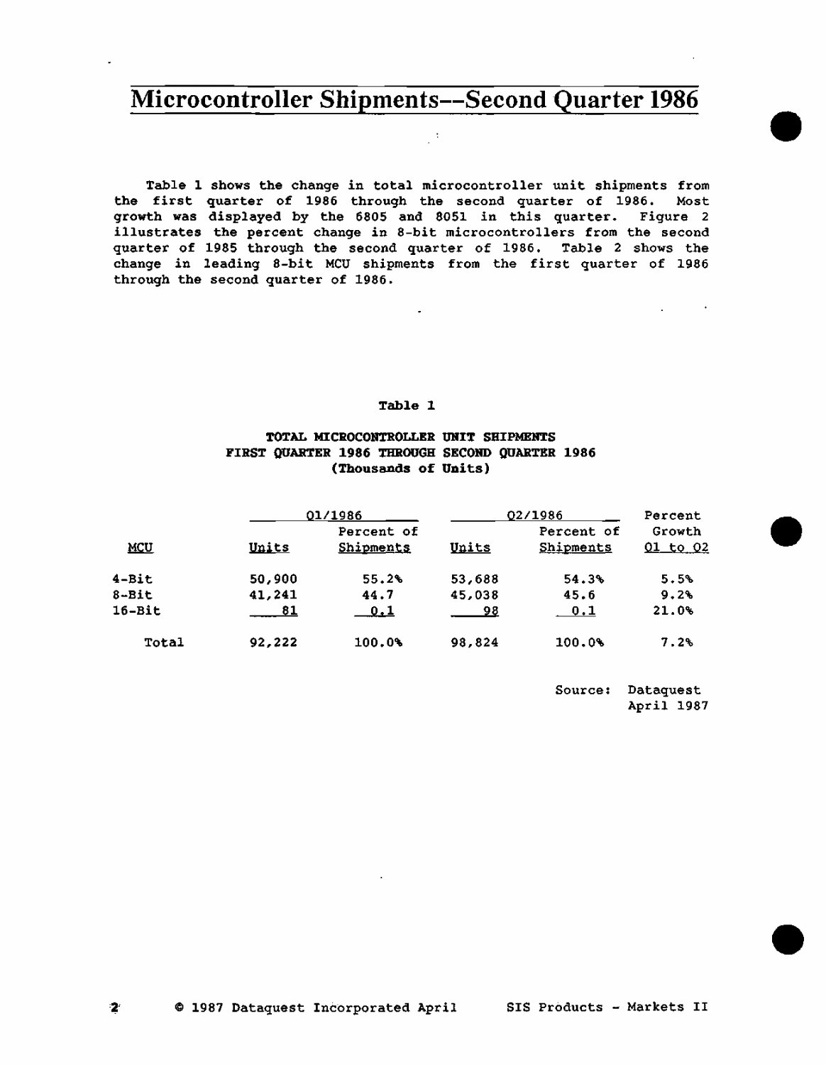# Microcontroller Shipments--Second Quarter 1986

Table 1 shows the change in total microcontroller unit shipments from the first quarter of 1986 through the second quarter of 1986. Most growth was displayed by the 6805 and 8051 in this quarter. Figure 2 illustrates the percent change in 8-bit microcontrollers from the second quarter of 1985 through the second quarter of 1986. Table 2 shows the change in leading 8-bit MCU shipments from the first quarter of 1986 through the second quarter of 1986.

**Table 1**

**TOTAL MICROCONTROLLER UNIT SHIPMENTS**
**FIRST QUARTER 1986 THROUGH SECOND QUARTER 1986**
**(Thousands of Units)**

| | Q1/1986 | | Q2/1986 | | Percent Growth |
|---|---|---|---|---|---|
| MCU | Units | Percent of Shipments | Units | Percent of Shipments | Q1 to Q2 |
| 4-Bit | 50,900 | 55.2% | 53,688 | 54.3% | 5.5% |
| 8-Bit | 41,241 | 44.7 | 45,038 | 45.6 | 9.2% |
| 16-Bit | 81 | 0.1 | 98 | 0.1 | 21.0% |
| Total | 92,222 | 100.0% | 98,824 | 100.0% | 7.2% |

Source: Dataquest
April 1987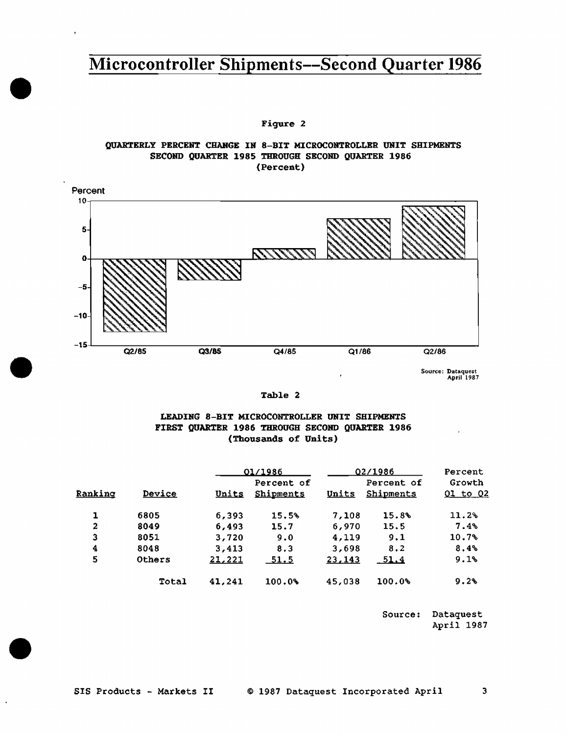# Microcontroller Shipments--Second Quarter 1986

Figure 2

QUARTERLY PERCENT CHANGE IN 8-BIT MICROCONTROLLER UNIT SHIPMENTS
SECOND QUARTER 1985 THROUGH SECOND QUARTER 1986
(Percent)

Source: Dataquest
April 1987

Table 2

LEADING 8-BIT MICROCONTROLLER UNIT SHIPMENTS
FIRST QUARTER 1986 THROUGH SECOND QUARTER 1986
(Thousands of Units)

| | | Q1/1986 | | Q2/1986 | | Percent |
|---|---|---|---|---|---|---|
| Ranking | Device | Units | Percent of Shipments | Units | Percent of Shipments | Growth Q1 to Q2 |
| 1 | 6805 | 6,393 | 15.5% | 7,108 | 15.8% | 11.2% |
| 2 | 8049 | 6,493 | 15.7 | 6,970 | 15.5 | 7.4% |
| 3 | 8051 | 3,720 | 9.0 | 4,119 | 9.1 | 10.7% |
| 4 | 8048 | 3,413 | 8.3 | 3,698 | 8.2 | 8.4% |
| 5 | Others | 21,221 | 51.5 | 23,143 | 51.4 | 9.1% |
| | Total | 41,241 | 100.0% | 45,038 | 100.0% | 9.2% |

Source: Dataquest
April 1987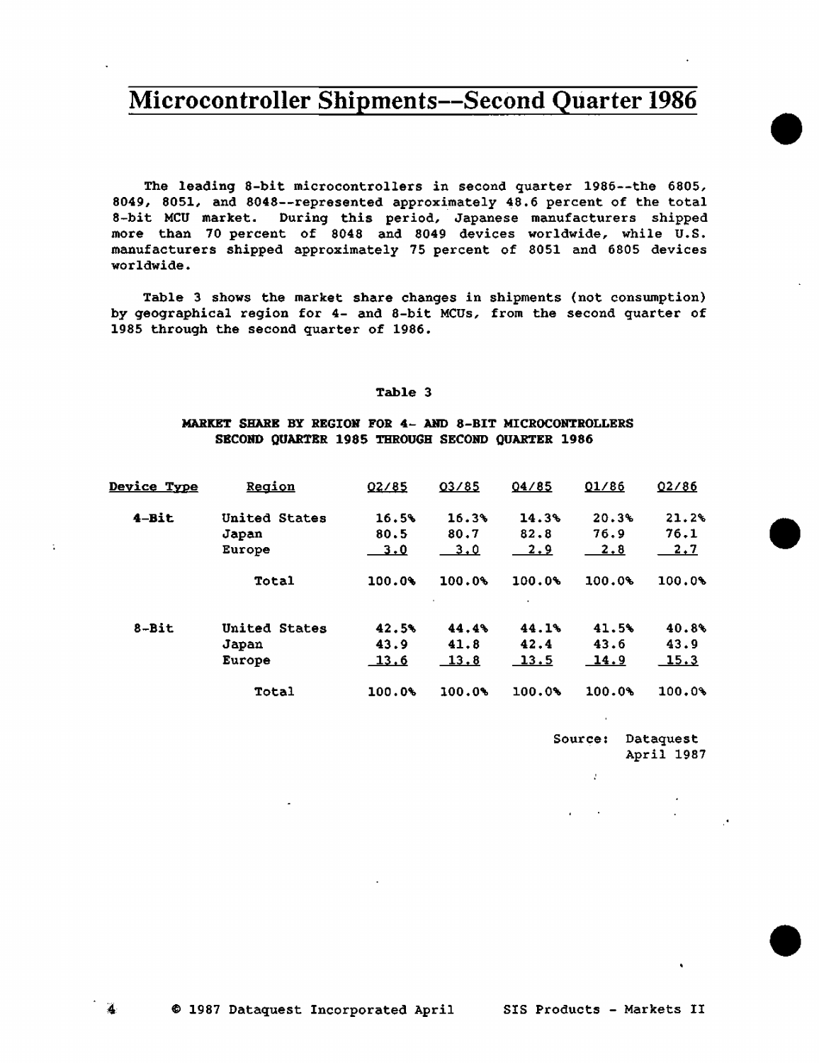# Microcontroller Shipments--Second Quarter 1986

The leading 8-bit microcontrollers in second quarter 1986--the 6805, 8049, 8051, and 8048--represented approximately 48.6 percent of the total 8-bit MCU market. During this period, Japanese manufacturers shipped more than 70 percent of 8048 and 8049 devices worldwide, while U.S. manufacturers shipped approximately 75 percent of 8051 and 6805 devices worldwide.

Table 3 shows the market share changes in shipments (not consumption) by geographical region for 4- and 8-bit MCUs, from the second quarter of 1985 through the second quarter of 1986.

**Table 3**

**MARKET SHARE BY REGION FOR 4- AND 8-BIT MICROCONTROLLERS**
**SECOND QUARTER 1985 THROUGH SECOND QUARTER 1986**

| Device Type | Region | Q2/85 | Q3/85 | Q4/85 | Q1/86 | Q2/86 |
|---|---|---|---|---|---|---|
| **4-Bit** | United States | 16.5% | 16.3% | 14.3% | 20.3% | 21.2% |
| | Japan | 80.5 | 80.7 | 82.8 | 76.9 | 76.1 |
| | Europe | 3.0 | 3.0 | 2.9 | 2.8 | 2.7 |
| | Total | 100.0% | 100.0% | 100.0% | 100.0% | 100.0% |
| **8-Bit** | United States | 42.5% | 44.4% | 44.1% | 41.5% | 40.8% |
| | Japan | 43.9 | 41.8 | 42.4 | 43.6 | 43.9 |
| | Europe | 13.6 | 13.8 | 13.5 | 14.9 | 15.3 |
| | Total | 100.0% | 100.0% | 100.0% | 100.0% | 100.0% |

Source: Dataquest
April 1987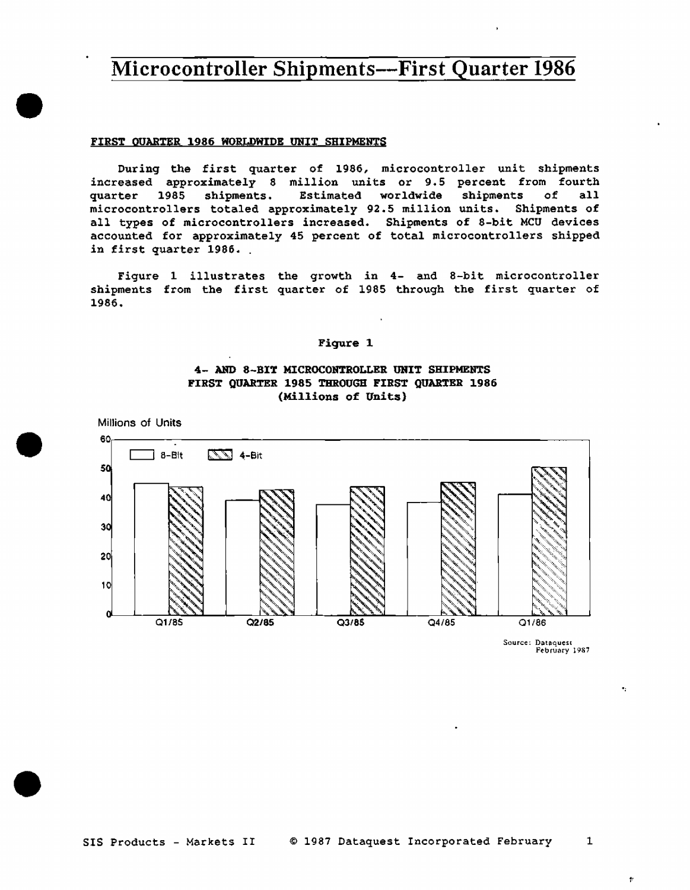# Microcontroller Shipments—First Quarter 1986

## FIRST QUARTER 1986 WORLDWIDE UNIT SHIPMENTS

During the first quarter of 1986, microcontroller unit shipments increased approximately 8 million units or 9.5 percent from fourth quarter 1985 shipments. Estimated worldwide shipments of all microcontrollers totaled approximately 92.5 million units. Shipments of all types of microcontrollers increased. Shipments of 8-bit MCU devices accounted for approximately 45 percent of total microcontrollers shipped in first quarter 1986.

Figure 1 illustrates the growth in 4- and 8-bit microcontroller shipments from the first quarter of 1985 through the first quarter of 1986.

**Figure 1**

**4- AND 8-BIT MICROCONTROLLER UNIT SHIPMENTS**
**FIRST QUARTER 1985 THROUGH FIRST QUARTER 1986**
**(Millions of Units)**

Source: Dataquest February 1987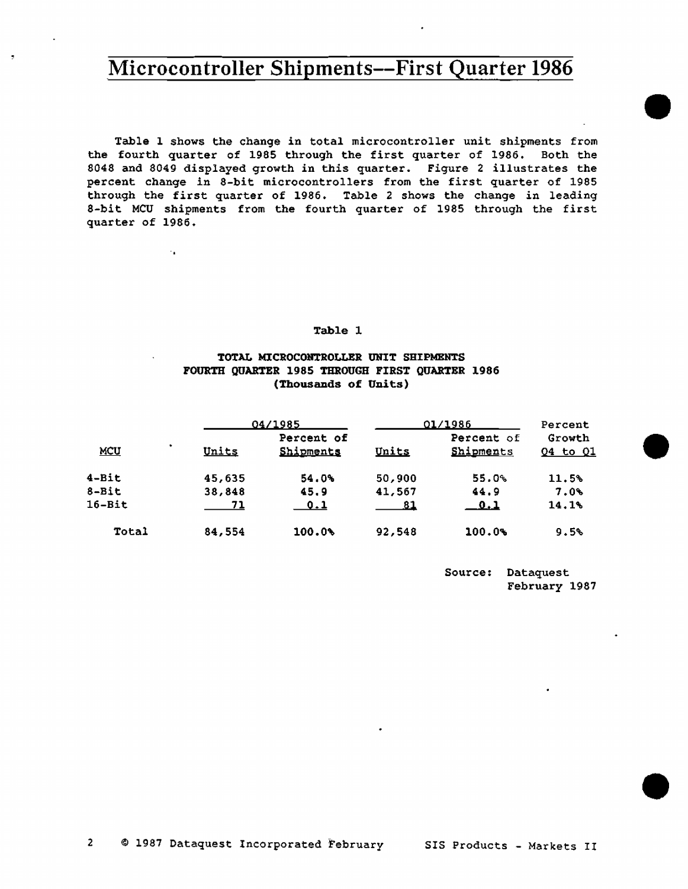# Microcontroller Shipments--First Quarter 1986

Table 1 shows the change in total microcontroller unit shipments from the fourth quarter of 1985 through the first quarter of 1986. Both the 8048 and 8049 displayed growth in this quarter. Figure 2 illustrates the percent change in 8-bit microcontrollers from the first quarter of 1985 through the first quarter of 1986. Table 2 shows the change in leading 8-bit MCU shipments from the fourth quarter of 1985 through the first quarter of 1986.

**Table 1**

**TOTAL MICROCONTROLLER UNIT SHIPMENTS**
**FOURTH QUARTER 1985 THROUGH FIRST QUARTER 1986**
**(Thousands of Units)**

| | Q4/1985 | | Q1/1986 | | Percent |
|---|---|---|---|---|---|
| MCU | Units | Percent of Shipments | Units | Percent of Shipments | Growth Q4 to Q1 |
| 4-Bit | 45,635 | 54.0% | 50,900 | 55.0% | 11.5% |
| 8-Bit | 38,848 | 45.9 | 41,567 | 44.9 | 7.0% |
| 16-Bit | 71 | 0.1 | 81 | 0.1 | 14.1% |
| Total | 84,554 | 100.0% | 92,548 | 100.0% | 9.5% |

Source: Dataquest
February 1987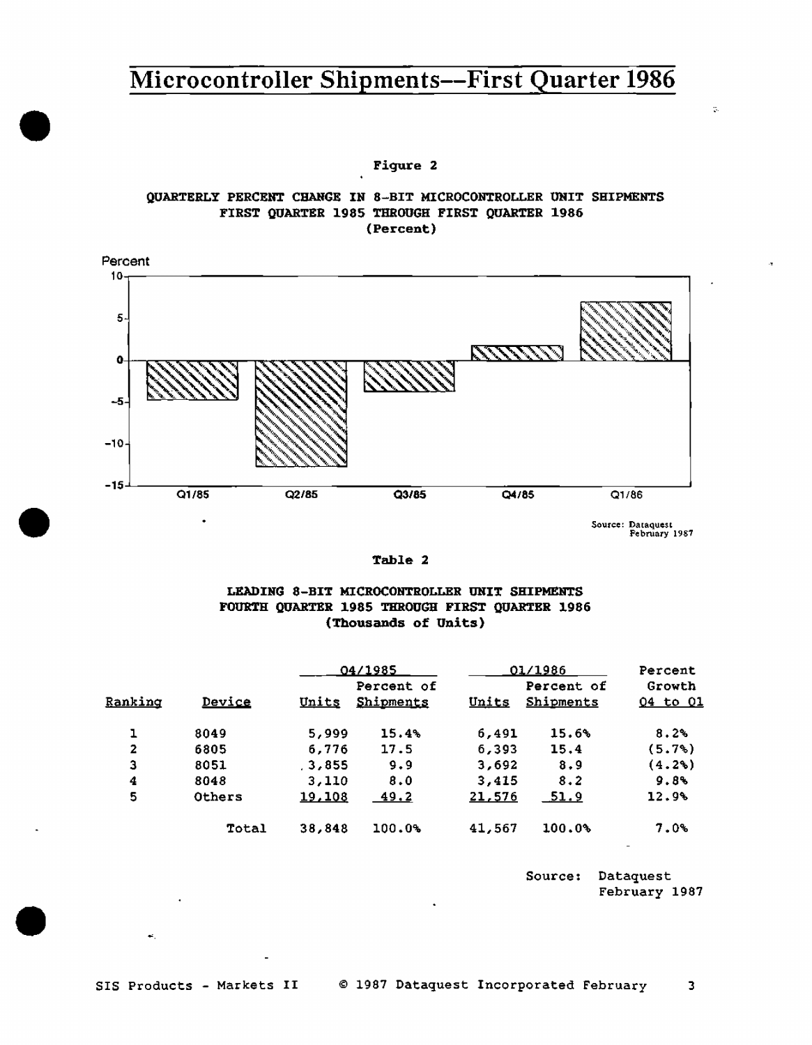# Microcontroller Shipments—First Quarter 1986

**Figure 2**

QUARTERLY PERCENT CHANGE IN 8-BIT MICROCONTROLLER UNIT SHIPMENTS
FIRST QUARTER 1985 THROUGH FIRST QUARTER 1986
(Percent)

Source: Dataquest
February 1987

**Table 2**

LEADING 8-BIT MICROCONTROLLER UNIT SHIPMENTS
FOURTH QUARTER 1985 THROUGH FIRST QUARTER 1986
(Thousands of Units)

| Ranking | Device | Q4/1985 Units | Q4/1985 Percent of Shipments | Q1/1986 Units | Q1/1986 Percent of Shipments | Percent Growth Q4 to Q1 |
|---|---|---|---|---|---|---|
| 1 | 8049 | 5,999 | 15.4% | 6,491 | 15.6% | 8.2% |
| 2 | 6805 | 6,776 | 17.5 | 6,393 | 15.4 | (5.7%) |
| 3 | 8051 | 3,855 | 9.9 | 3,692 | 8.9 | (4.2%) |
| 4 | 8048 | 3,110 | 8.0 | 3,415 | 8.2 | 9.8% |
| 5 | Others | 19,108 | 49.2 | 21,576 | 51.9 | 12.9% |
| | Total | 38,848 | 100.0% | 41,567 | 100.0% | 7.0% |

Source: Dataquest
February 1987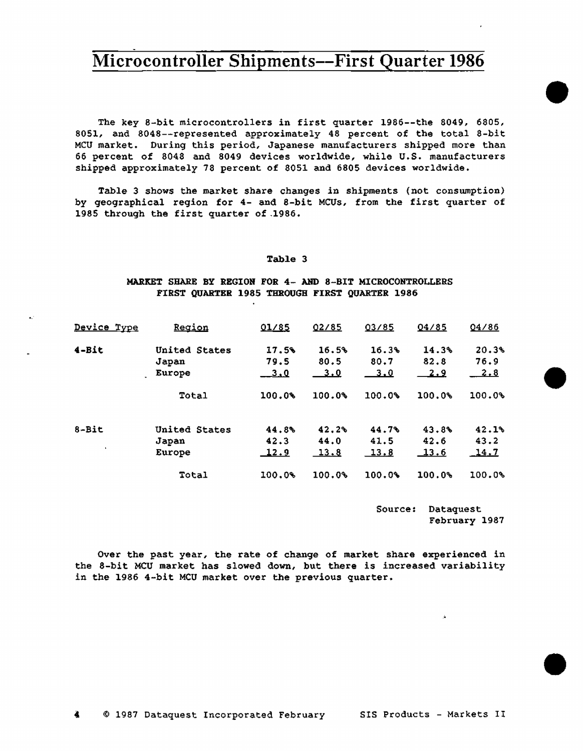# Microcontroller Shipments--First Quarter 1986

The key 8-bit microcontrollers in first quarter 1986--the 8049, 6805, 8051, and 8048--represented approximately 48 percent of the total 8-bit MCU market. During this period, Japanese manufacturers shipped more than 66 percent of 8048 and 8049 devices worldwide, while U.S. manufacturers shipped approximately 78 percent of 8051 and 6805 devices worldwide.

Table 3 shows the market share changes in shipments (not consumption) by geographical region for 4- and 8-bit MCUs, from the first quarter of 1985 through the first quarter of 1986.

**Table 3**

**MARKET SHARE BY REGION FOR 4- AND 8-BIT MICROCONTROLLERS FIRST QUARTER 1985 THROUGH FIRST QUARTER 1986**

| Device Type | Region | Q1/85 | Q2/85 | Q3/85 | Q4/85 | Q4/86 |
|---|---|---|---|---|---|---|
| 4-Bit | United States | 17.5% | 16.5% | 16.3% | 14.3% | 20.3% |
| | Japan | 79.5 | 80.5 | 80.7 | 82.8 | 76.9 |
| | Europe | 3.0 | 3.0 | 3.0 | 2.9 | 2.8 |
| | Total | 100.0% | 100.0% | 100.0% | 100.0% | 100.0% |
| 8-Bit | United States | 44.8% | 42.2% | 44.7% | 43.8% | 42.1% |
| | Japan | 42.3 | 44.0 | 41.5 | 42.6 | 43.2 |
| | Europe | 12.9 | 13.8 | 13.8 | 13.6 | 14.7 |
| | Total | 100.0% | 100.0% | 100.0% | 100.0% | 100.0% |

Source: Dataquest
February 1987

Over the past year, the rate of change of market share experienced in the 8-bit MCU market has slowed down, but there is increased variability in the 1986 4-bit MCU market over the previous quarter.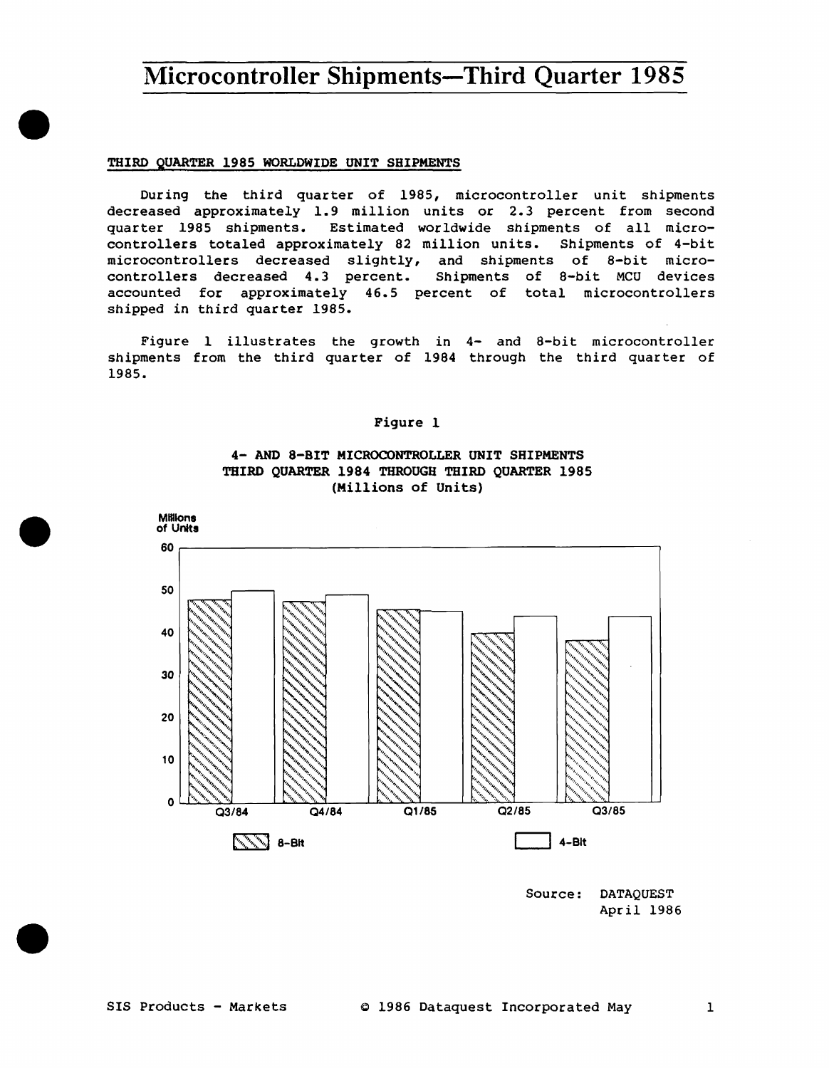# Microcontroller Shipments—Third Quarter 1985

## THIRD QUARTER 1985 WORLDWIDE UNIT SHIPMENTS

During the third quarter of 1985, microcontroller unit shipments decreased approximately 1.9 million units or 2.3 percent from second quarter 1985 shipments. Estimated worldwide shipments of all microcontrollers totaled approximately 82 million units. Shipments of 4-bit microcontrollers decreased slightly, and shipments of 8-bit microcontrollers decreased 4.3 percent. Shipments of 8-bit MCU devices accounted for approximately 46.5 percent of total microcontrollers shipped in third quarter 1985.

Figure 1 illustrates the growth in 4- and 8-bit microcontroller shipments from the third quarter of 1984 through the third quarter of 1985.

Figure 1

**4- AND 8-BIT MICROCONTROLLER UNIT SHIPMENTS THIRD QUARTER 1984 THROUGH THIRD QUARTER 1985 (Millions of Units)**

Millions of Units

Q3/84, Q4/84, Q1/85, Q2/85, Q3/85

8-Bit, 4-Bit

Source: DATAQUEST April 1986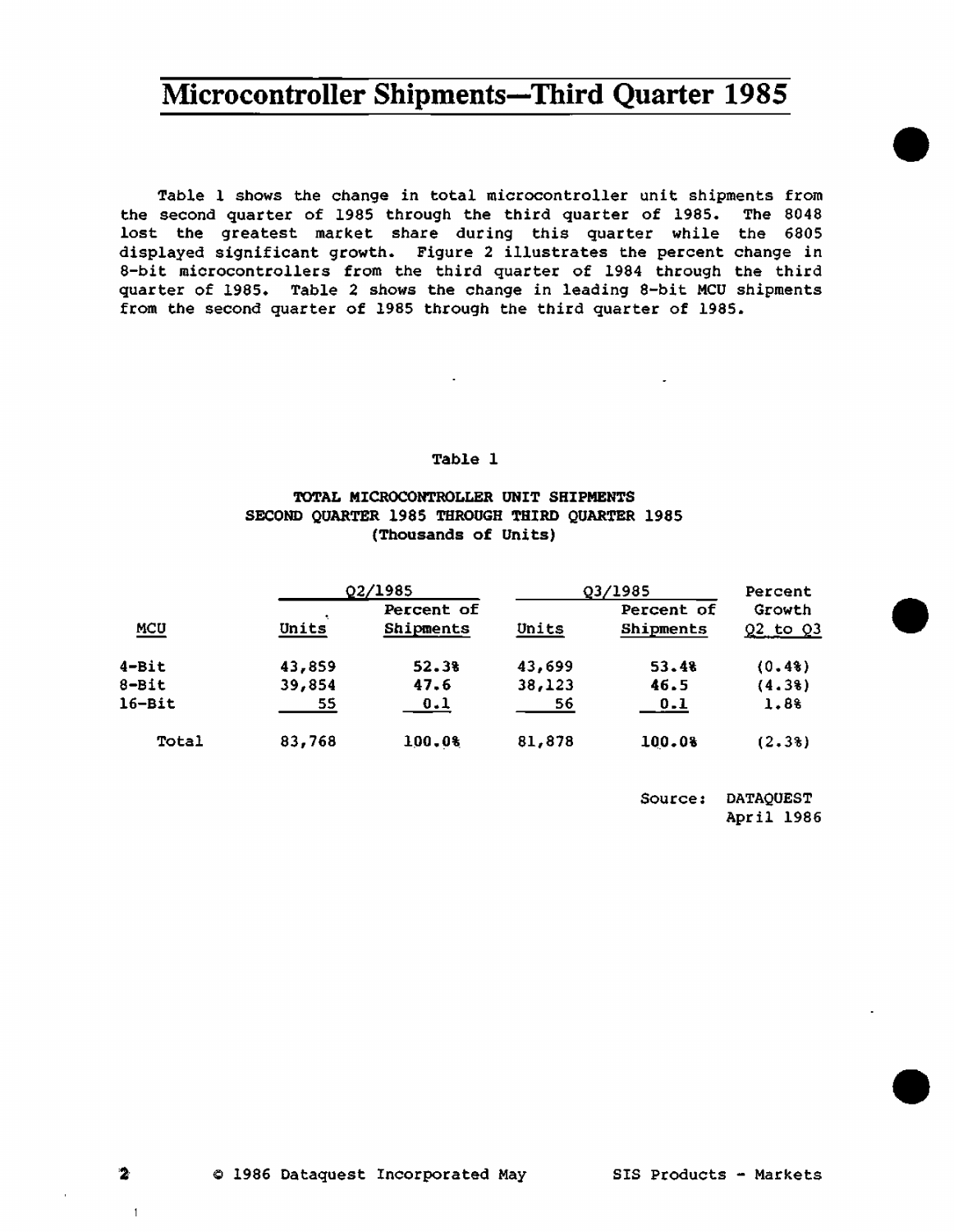# Microcontroller Shipments—Third Quarter 1985

Table 1 shows the change in total microcontroller unit shipments from the second quarter of 1985 through the third quarter of 1985. The 8048 lost the greatest market share during this quarter while the 6805 displayed significant growth. Figure 2 illustrates the percent change in 8-bit microcontrollers from the third quarter of 1984 through the third quarter of 1985. Table 2 shows the change in leading 8-bit MCU shipments from the second quarter of 1985 through the third quarter of 1985.

Table 1

**TOTAL MICROCONTROLLER UNIT SHIPMENTS**
**SECOND QUARTER 1985 THROUGH THIRD QUARTER 1985**
**(Thousands of Units)**

| | Q2/1985 | | Q3/1985 | | Percent Growth |
|---|---|---|---|---|---|
| MCU | Units | Percent of Shipments | Units | Percent of Shipments | Q2 to Q3 |
| 4-Bit | 43,859 | 52.3% | 43,699 | 53.4% | (0.4%) |
| 8-Bit | 39,854 | 47.6 | 38,123 | 46.5 | (4.3%) |
| 16-Bit | 55 | 0.1 | 56 | 0.1 | 1.8% |
| Total | 83,768 | 100.0% | 81,878 | 100.0% | (2.3%) |

Source: DATAQUEST
April 1986

© 1986 Dataquest Incorporated May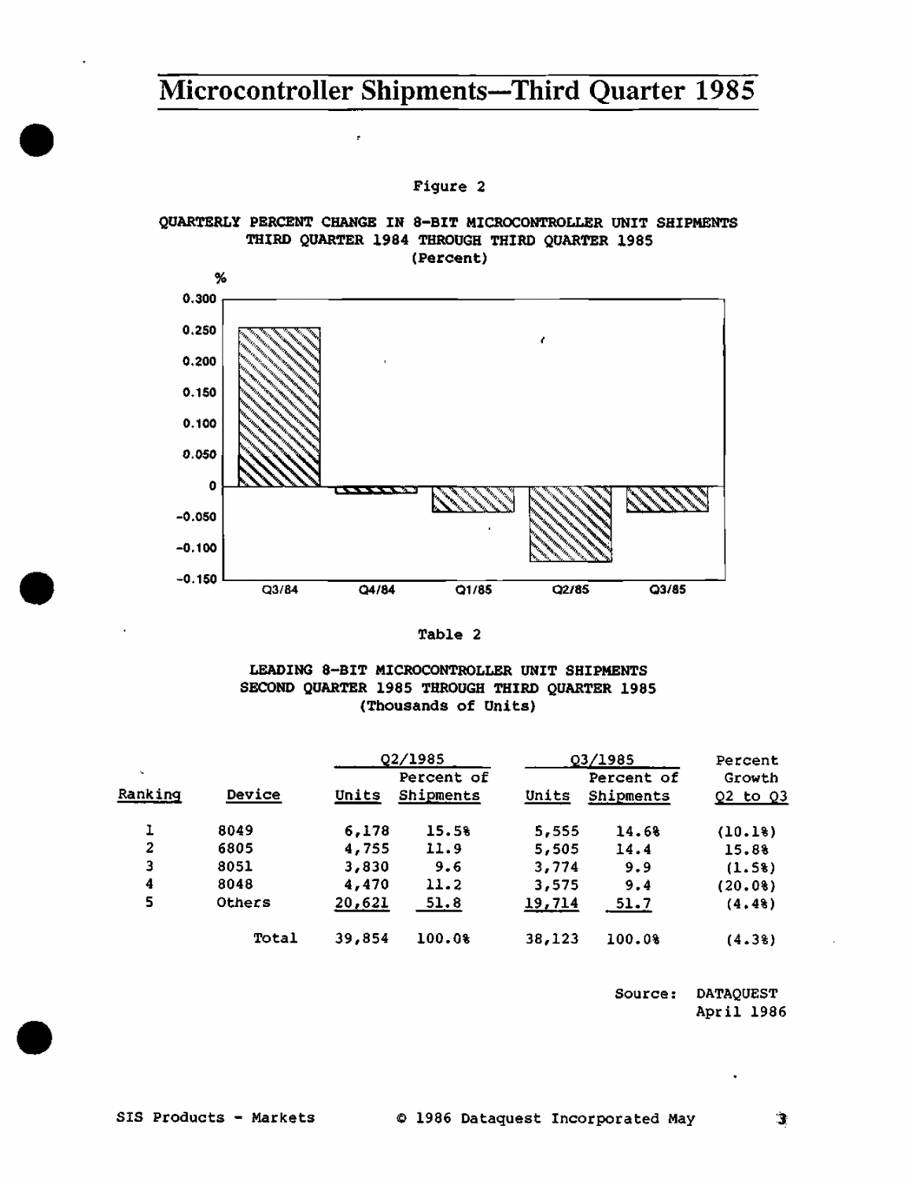# Microcontroller Shipments—Third Quarter 1985

Figure 2

QUARTERLY PERCENT CHANGE IN 8-BIT MICROCONTROLLER UNIT SHIPMENTS
THIRD QUARTER 1984 THROUGH THIRD QUARTER 1985
(Percent)

Table 2

LEADING 8-BIT MICROCONTROLLER UNIT SHIPMENTS
SECOND QUARTER 1985 THROUGH THIRD QUARTER 1985
(Thousands of Units)

| | | Q2/1985 | | Q3/1985 | | Percent |
|---|---|---|---|---|---|---|
| Ranking | Device | Units | Percent of Shipments | Units | Percent of Shipments | Growth Q2 to Q3 |
| 1 | 8049 | 6,178 | 15.5% | 5,555 | 14.6% | (10.1%) |
| 2 | 6805 | 4,755 | 11.9 | 5,505 | 14.4 | 15.8% |
| 3 | 8051 | 3,830 | 9.6 | 3,774 | 9.9 | (1.5%) |
| 4 | 8048 | 4,470 | 11.2 | 3,575 | 9.4 | (20.0%) |
| 5 | Others | 20,621 | 51.8 | 19,714 | 51.7 | (4.4%) |
| | Total | 39,854 | 100.0% | 38,123 | 100.0% | (4.3%) |

Source: DATAQUEST
April 1986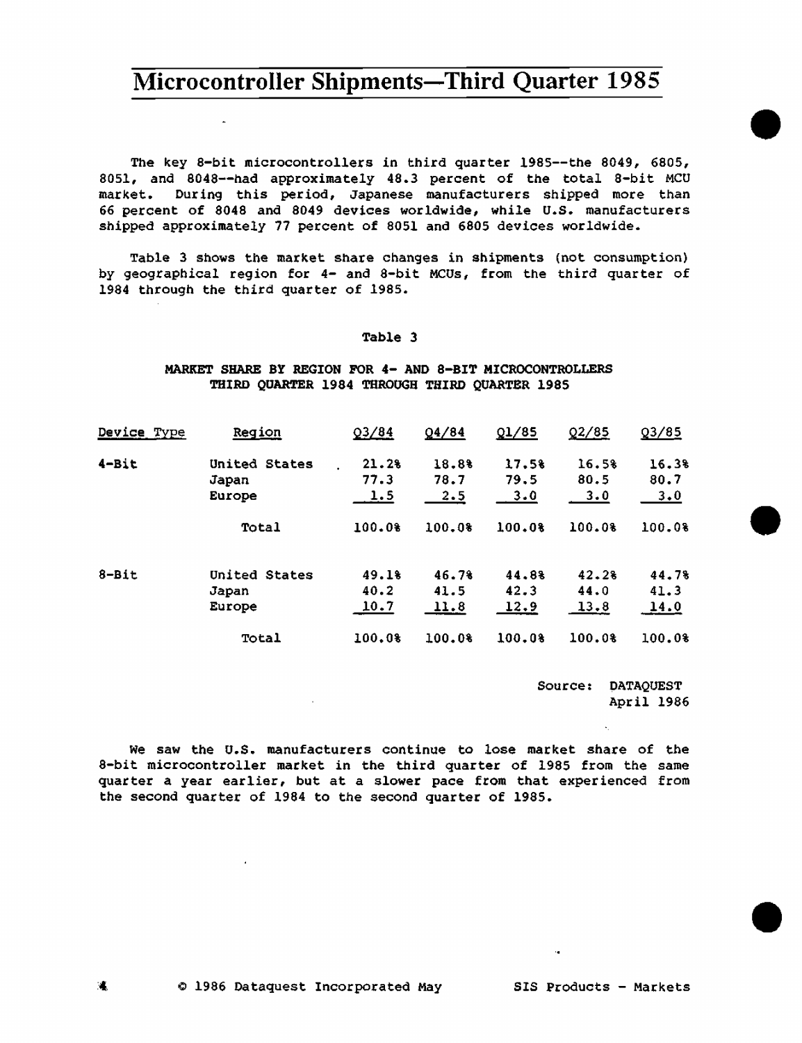# Microcontroller Shipments—Third Quarter 1985

The key 8-bit microcontrollers in third quarter 1985--the 8049, 6805, 8051, and 8048--had approximately 48.3 percent of the total 8-bit MCU market. During this period, Japanese manufacturers shipped more than 66 percent of 8048 and 8049 devices worldwide, while U.S. manufacturers shipped approximately 77 percent of 8051 and 6805 devices worldwide.

Table 3 shows the market share changes in shipments (not consumption) by geographical region for 4- and 8-bit MCUs, from the third quarter of 1984 through the third quarter of 1985.

Table 3

MARKET SHARE BY REGION FOR 4- AND 8-BIT MICROCONTROLLERS
THIRD QUARTER 1984 THROUGH THIRD QUARTER 1985

| Device Type | Region | Q3/84 | Q4/84 | Q1/85 | Q2/85 | Q3/85 |
|---|---|---|---|---|---|---|
| 4-Bit | United States | 21.2% | 18.8% | 17.5% | 16.5% | 16.3% |
| | Japan | 77.3 | 78.7 | 79.5 | 80.5 | 80.7 |
| | Europe | 1.5 | 2.5 | 3.0 | 3.0 | 3.0 |
| | Total | 100.0% | 100.0% | 100.0% | 100.0% | 100.0% |
| 8-Bit | United States | 49.1% | 46.7% | 44.8% | 42.2% | 44.7% |
| | Japan | 40.2 | 41.5 | 42.3 | 44.0 | 41.3 |
| | Europe | 10.7 | 11.8 | 12.9 | 13.8 | 14.0 |
| | Total | 100.0% | 100.0% | 100.0% | 100.0% | 100.0% |

Source: DATAQUEST
April 1986

We saw the U.S. manufacturers continue to lose market share of the 8-bit microcontroller market in the third quarter of 1985 from the same quarter a year earlier, but at a slower pace from that experienced from the second quarter of 1984 to the second quarter of 1985.